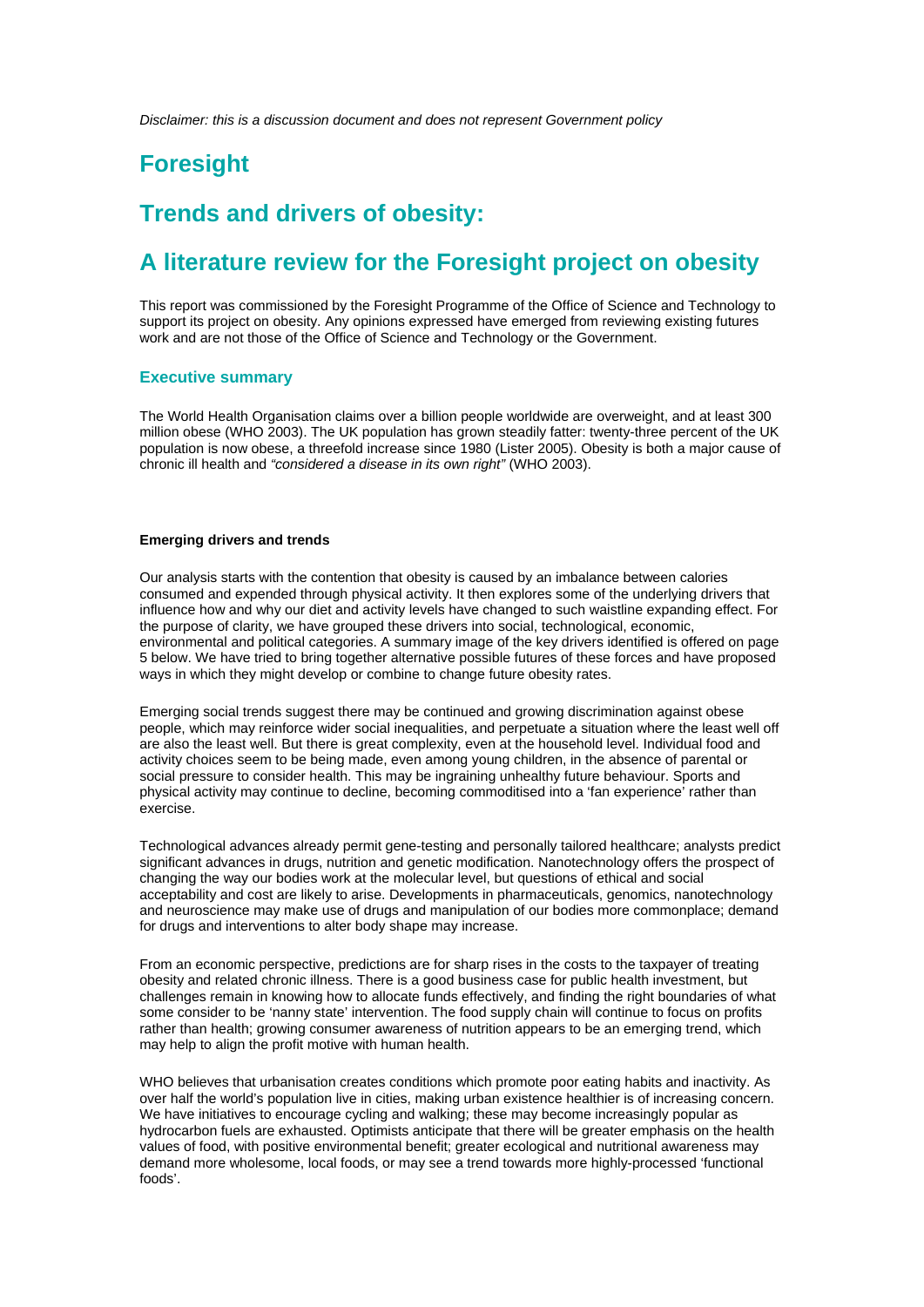*Disclaimer: this is a discussion document and does not represent Government policy*

# Foresight

# Trends and drivers of obesity:

# A literature review for the Foresight project on obesity

This report was commissioned by the Foresight Programme of the Office of Science and Technology to support its project on obesity. Any opinions expressed have emerged from reviewing existing futures work and are not those of the Office of Science and Technology or the Government.

## Executive summary

The World Health Organisation claims over a billion people worldwide are overweight, and at least 300 million obese (WHO 2003). The UK population has grown steadily fatter: twenty-three percent of the UK population is now obese, a threefold increase since 1980 (Lister 2005). Obesity is both a major cause of chronic ill health and *"considered a disease in its own right"* (WHO 2003).

**Emerging drivers and trends**

Our analysis starts with the contention that obesity is caused by an imbalance between calories consumed and expended through physical activity. It then explores some of the underlying drivers that influence how and why our diet and activity levels have changed to such waistline expanding effect. For the purpose of clarity, we have grouped these drivers into social, technological, economic, environmental and political categories. A summary image of the key drivers identified is offered on page 5 below. We have tried to bring together alternative possible futures of these forces and have proposed ways in which they might develop or combine to change future obesity rates.

Emerging social trends suggest there may be continued and growing discrimination against obese people, which may reinforce wider social inequalities, and perpetuate a situation where the least well off are also the least well. But there is great complexity, even at the household level. Individual food and activity choices seem to be being made, even among young children, in the absence of parental or social pressure to consider health. This may be ingraining unhealthy future behaviour. Sports and physical activity may continue to decline, becoming commoditised into a 'fan experience' rather than exercise.

Technological advances already permit gene-testing and personally tailored healthcare; analysts predict significant advances in drugs, nutrition and genetic modification. Nanotechnology offers the prospect of changing the way our bodies work at the molecular level, but questions of ethical and social acceptability and cost are likely to arise. Developments in pharmaceuticals, genomics, nanotechnology and neuroscience may make use of drugs and manipulation of our bodies more commonplace; demand for drugs and interventions to alter body shape may increase.

From an economic perspective, predictions are for sharp rises in the costs to the taxpayer of treating obesity and related chronic illness. There is a good business case for public health investment, but challenges remain in knowing how to allocate funds effectively, and finding the right boundaries of what some consider to be 'nanny state' intervention. The food supply chain will continue to focus on profits rather than health; growing consumer awareness of nutrition appears to be an emerging trend, which may help to align the profit motive with human health.

WHO believes that urbanisation creates conditions which promote poor eating habits and inactivity. As over half the world's population live in cities, making urban existence healthier is of increasing concern. We have initiatives to encourage cycling and walking; these may become increasingly popular as hydrocarbon fuels are exhausted. Optimists anticipate that there will be greater emphasis on the health values of food, with positive environmental benefit; greater ecological and nutritional awareness may demand more wholesome, local foods, or may see a trend towards more highly-processed 'functional foods'.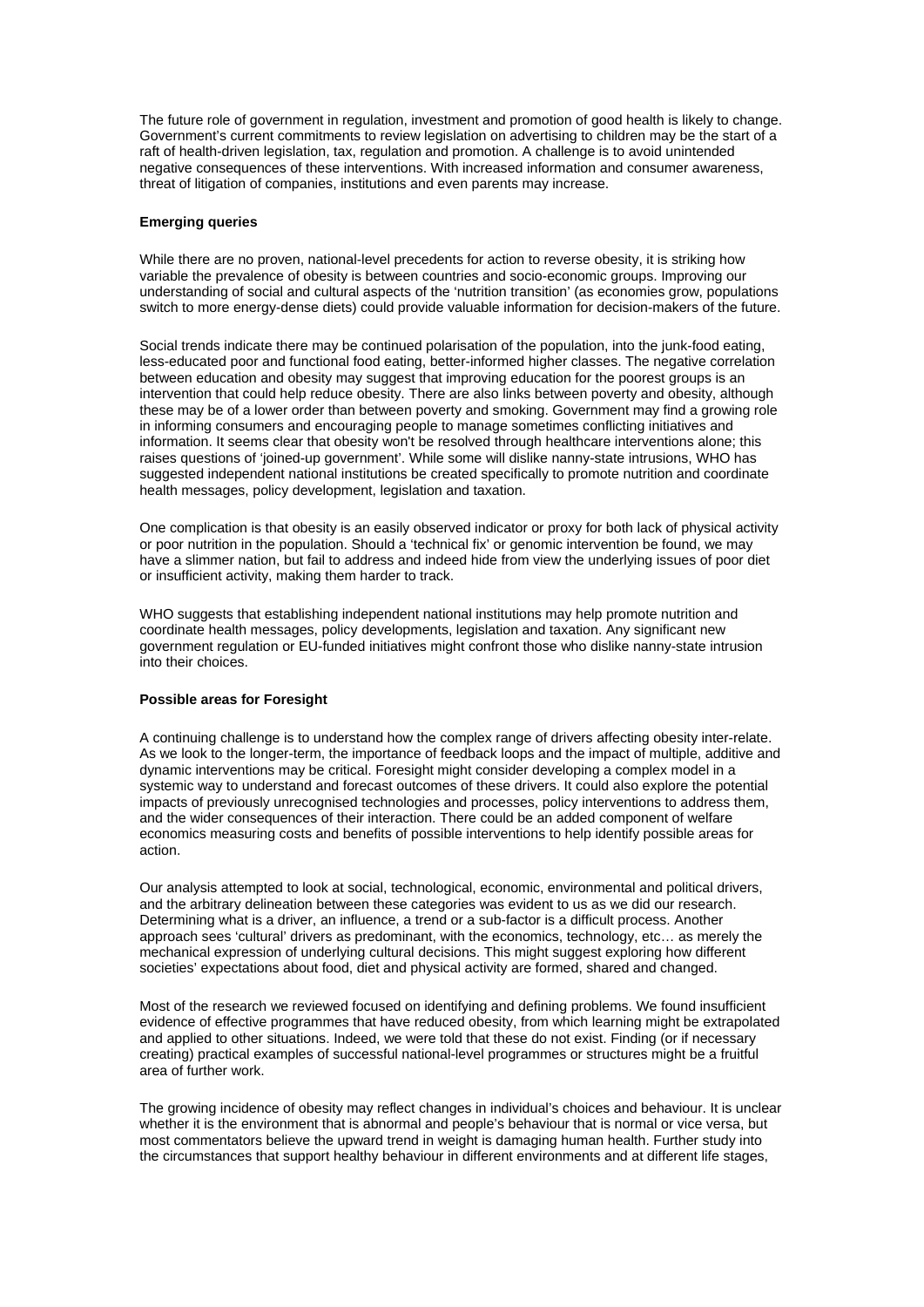The future role of government in regulation, investment and promotion of good health is likely to change. Government's current commitments to review legislation on advertising to children may be the start of a raft of health-driven legislation, tax, regulation and promotion. A challenge is to avoid unintended negative consequences of these interventions. With increased information and consumer awareness, threat of litigation of companies, institutions and even parents may increase.

**Emerging queries**

While there are no proven, national-level precedents for action to reverse obesity, it is striking how variable the prevalence of obesity is between countries and socio-economic groups. Improving our understanding of social and cultural aspects of the 'nutrition transition' (as economies grow, populations switch to more energy-dense diets) could provide valuable information for decision-makers of the future.

Social trends indicate there may be continued polarisation of the population, into the junk-food eating, less-educated poor and functional food eating, better-informed higher classes. The negative correlation between education and obesity may suggest that improving education for the poorest groups is an intervention that could help reduce obesity. There are also links between poverty and obesity, although these may be of a lower order than between poverty and smoking. Government may find a growing role in informing consumers and encouraging people to manage sometimes conflicting initiatives and information. It seems clear that obesity won't be resolved through healthcare interventions alone; this raises questions of 'joined-up government'. While some will dislike nanny-state intrusions, WHO has suggested independent national institutions be created specifically to promote nutrition and coordinate health messages, policy development, legislation and taxation.

One complication is that obesity is an easily observed indicator or proxy for both lack of physical activity or poor nutrition in the population. Should a 'technical fix' or genomic intervention be found, we may have a slimmer nation, but fail to address and indeed hide from view the underlying issues of poor diet or insufficient activity, making them harder to track.

WHO suggests that establishing independent national institutions may help promote nutrition and coordinate health messages, policy developments, legislation and taxation. Any significant new government regulation or EU-funded initiatives might confront those who dislike nanny-state intrusion into their choices.

**Possible areas for Foresight**

A continuing challenge is to understand how the complex range of drivers affecting obesity inter-relate. As we look to the longer-term, the importance of feedback loops and the impact of multiple, additive and dynamic interventions may be critical. Foresight might consider developing a complex model in a systemic way to understand and forecast outcomes of these drivers. It could also explore the potential impacts of previously unrecognised technologies and processes, policy interventions to address them, and the wider consequences of their interaction. There could be an added component of welfare economics measuring costs and benefits of possible interventions to help identify possible areas for action.

Our analysis attempted to look at social, technological, economic, environmental and political drivers, and the arbitrary delineation between these categories was evident to us as we did our research. Determining what is a driver, an influence, a trend or a sub-factor is a difficult process. Another approach sees 'cultural' drivers as predominant, with the economics, technology, etc… as merely the mechanical expression of underlying cultural decisions. This might suggest exploring how different societies' expectations about food, diet and physical activity are formed, shared and changed.

Most of the research we reviewed focused on identifying and defining problems. We found insufficient evidence of effective programmes that have reduced obesity, from which learning might be extrapolated and applied to other situations. Indeed, we were told that these do not exist. Finding (or if necessary creating) practical examples of successful national-level programmes or structures might be a fruitful area of further work.

The growing incidence of obesity may reflect changes in individual's choices and behaviour. It is unclear whether it is the environment that is abnormal and people's behaviour that is normal or vice versa, but most commentators believe the upward trend in weight is damaging human health. Further study into the circumstances that support healthy behaviour in different environments and at different life stages,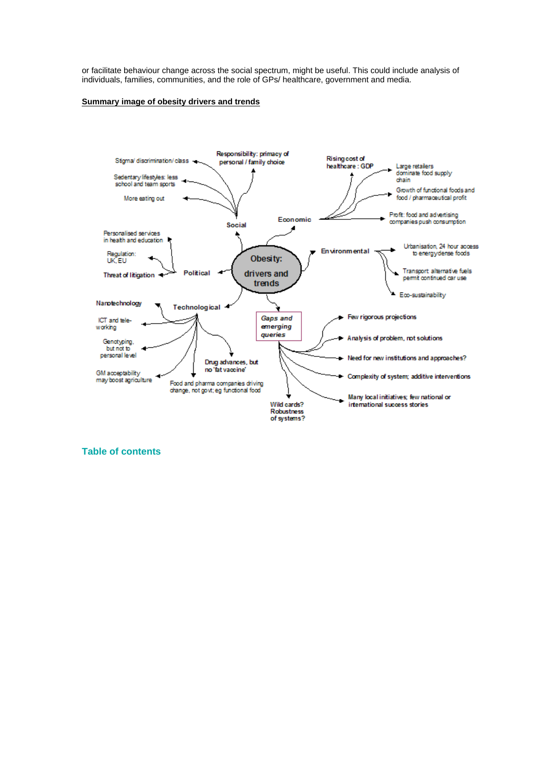or facilitate behaviour change across the social spectrum, might be useful. This could include analysis of individuals, families, communities, and the role of GPs/ healthcare, government and media.

**Summary image of obesity drivers and trends**

Obesity: drivers and trends

Social
- Stigma/ discrimination/ class
- Sedentary lifestyles: less school and team sports
- More eating out
- Responsibility: primacy of personal / family choice

Economic
- Rising cost of healthcare : GDP
- Large retailers dominate food supply chain
- Growth of functional foods and food / pharmaceutical profit
- Profit: food and advertising companies push consumption

Environmental
- Urbanisation, 24 hour access to energydense foods
- Transport: alternative fuels permit continued car use
- Eco-sustainability

Political
- Personalised services in health and education
- Regulation: UK, EU
- Threat of litigation

Technological
- Nanotechnology
- ICT and tele-working
- Genotyping, but not to personal level
- GM acceptability may boost agriculture
- Food and pharma companies driving change, not govt; eg functional food
- Drug advances, but no 'fat vaccine'

*Gaps and emerging queries*
- Few rigorous projections
- Analysis of problem, not solutions
- Need for new institutions and approaches?
- Complexity of system; additive interventions
- Many local initiatives; few national or international success stories
- Wild cards? Robustness of systems?

Table of contents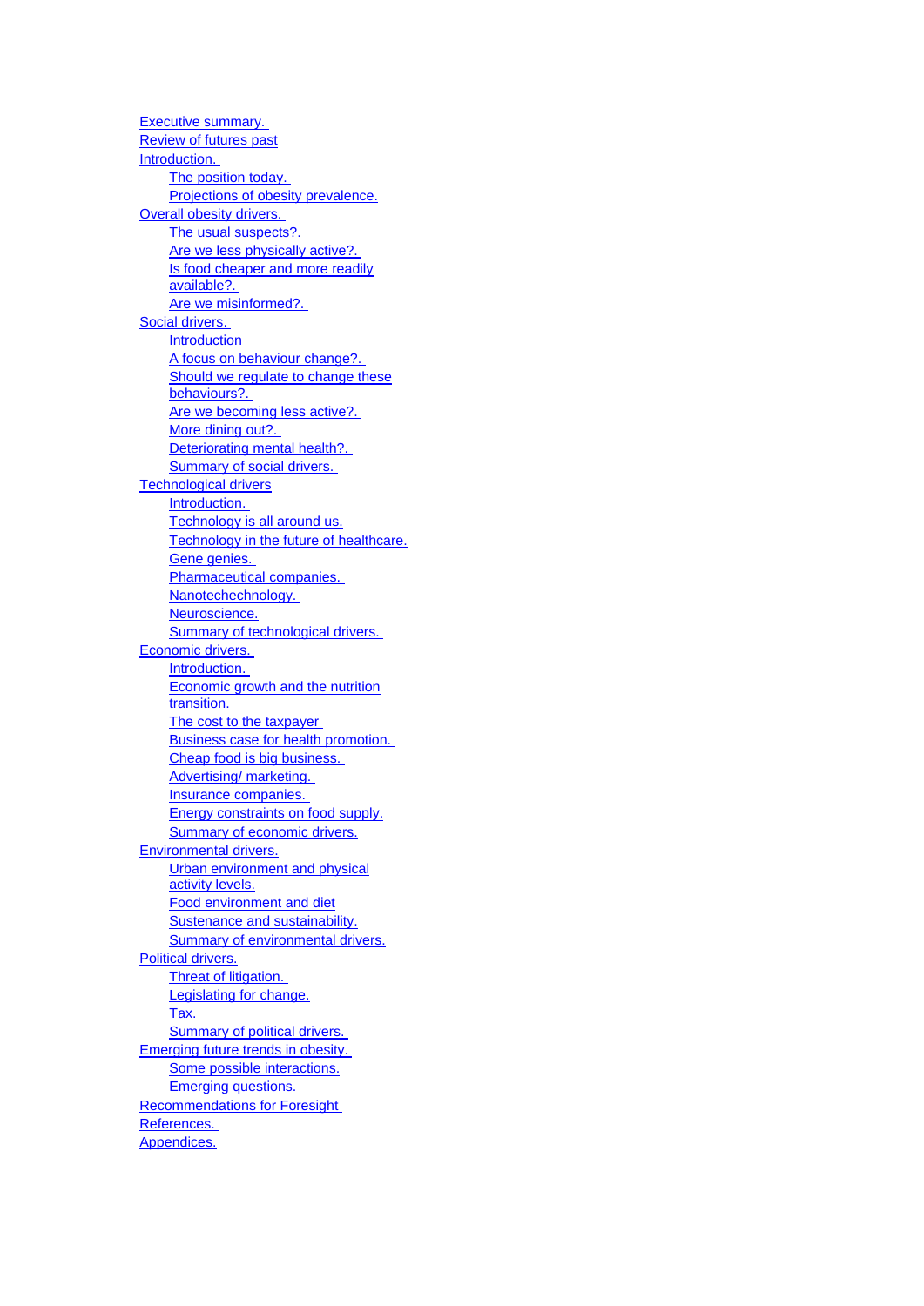- Executive summary.
- Review of futures past
- Introduction.
  - The position today.
  - Projections of obesity prevalence.
- Overall obesity drivers.
  - The usual suspects?.
  - Are we less physically active?.
  - Is food cheaper and more readily available?.
  - Are we misinformed?.
- Social drivers.
  - Introduction
  - A focus on behaviour change?.
  - Should we regulate to change these behaviours?.
  - Are we becoming less active?.
  - More dining out?.
  - Deteriorating mental health?.
  - Summary of social drivers.
- Technological drivers
  - Introduction.
  - Technology is all around us.
  - Technology in the future of healthcare.
  - Gene genies.
  - Pharmaceutical companies.
  - Nanotechechnology.
  - Neuroscience.
  - Summary of technological drivers.
- Economic drivers.
  - Introduction.
  - Economic growth and the nutrition transition.
  - The cost to the taxpayer
  - Business case for health promotion.
  - Cheap food is big business.
  - Advertising/ marketing.
  - Insurance companies.
  - Energy constraints on food supply.
  - Summary of economic drivers.
- Environmental drivers.
  - Urban environment and physical activity levels.
  - Food environment and diet
  - Sustenance and sustainability.
  - Summary of environmental drivers.
- Political drivers.
  - Threat of litigation.
  - Legislating for change.
  - Tax.
  - Summary of political drivers.
- Emerging future trends in obesity.
  - Some possible interactions.
  - Emerging questions.
- Recommendations for Foresight
- References.
- Appendices.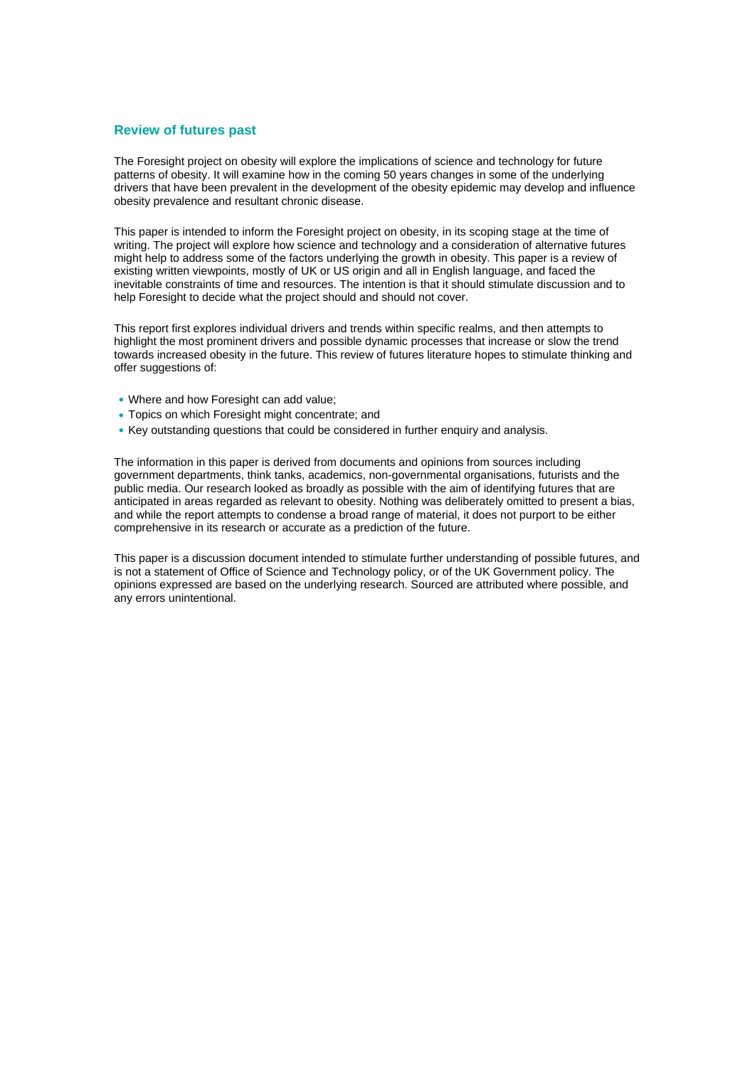## Review of futures past

The Foresight project on obesity will explore the implications of science and technology for future patterns of obesity. It will examine how in the coming 50 years changes in some of the underlying drivers that have been prevalent in the development of the obesity epidemic may develop and influence obesity prevalence and resultant chronic disease.

This paper is intended to inform the Foresight project on obesity, in its scoping stage at the time of writing. The project will explore how science and technology and a consideration of alternative futures might help to address some of the factors underlying the growth in obesity. This paper is a review of existing written viewpoints, mostly of UK or US origin and all in English language, and faced the inevitable constraints of time and resources. The intention is that it should stimulate discussion and to help Foresight to decide what the project should and should not cover.

This report first explores individual drivers and trends within specific realms, and then attempts to highlight the most prominent drivers and possible dynamic processes that increase or slow the trend towards increased obesity in the future. This review of futures literature hopes to stimulate thinking and offer suggestions of:

- Where and how Foresight can add value;
- Topics on which Foresight might concentrate; and
- Key outstanding questions that could be considered in further enquiry and analysis.

The information in this paper is derived from documents and opinions from sources including government departments, think tanks, academics, non-governmental organisations, futurists and the public media. Our research looked as broadly as possible with the aim of identifying futures that are anticipated in areas regarded as relevant to obesity. Nothing was deliberately omitted to present a bias, and while the report attempts to condense a broad range of material, it does not purport to be either comprehensive in its research or accurate as a prediction of the future.

This paper is a discussion document intended to stimulate further understanding of possible futures, and is not a statement of Office of Science and Technology policy, or of the UK Government policy. The opinions expressed are based on the underlying research. Sourced are attributed where possible, and any errors unintentional.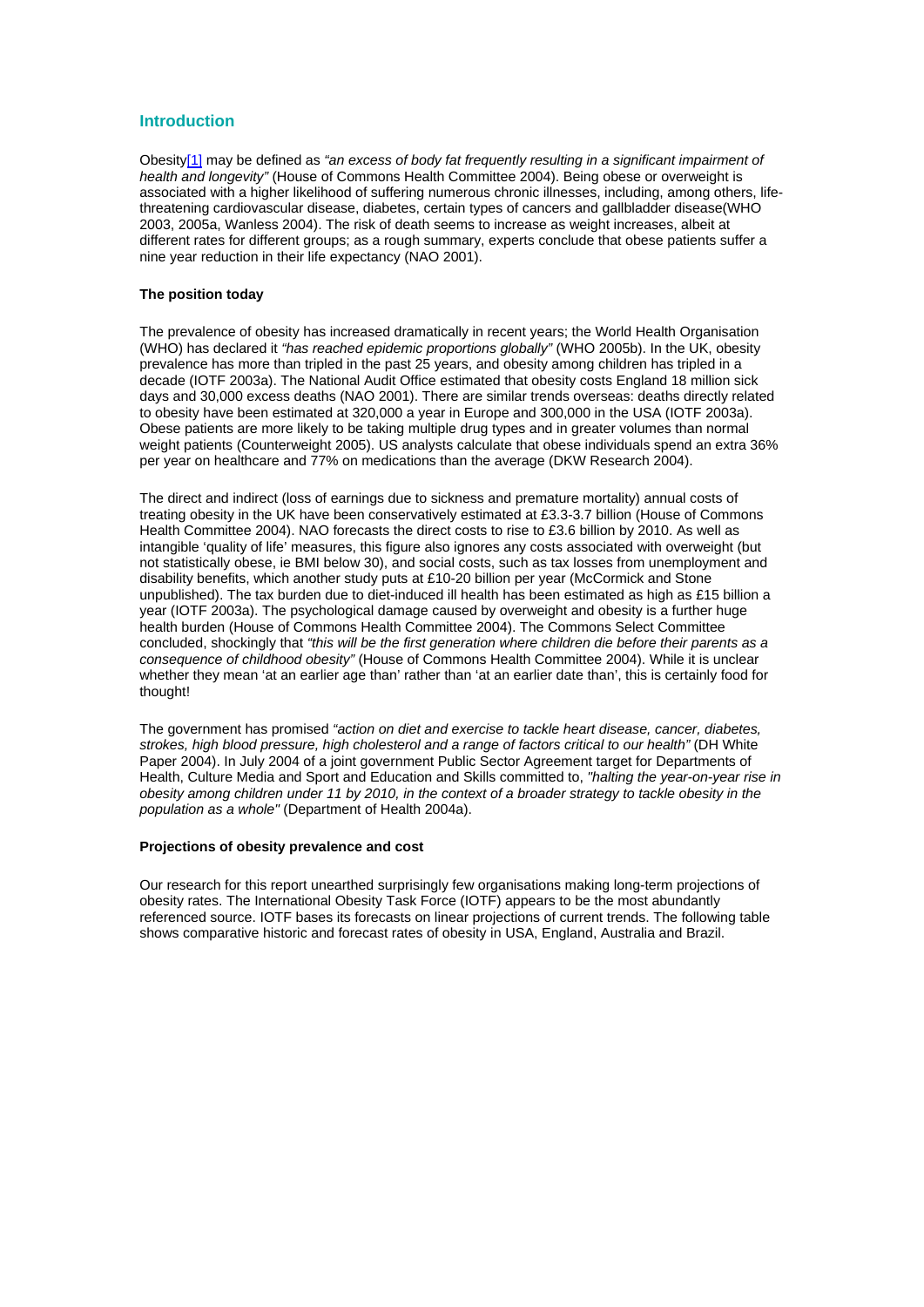## Introduction

Obesity[1] may be defined as *"an excess of body fat frequently resulting in a significant impairment of health and longevity"* (House of Commons Health Committee 2004). Being obese or overweight is associated with a higher likelihood of suffering numerous chronic illnesses, including, among others, life-threatening cardiovascular disease, diabetes, certain types of cancers and gallbladder disease(WHO 2003, 2005a, Wanless 2004). The risk of death seems to increase as weight increases, albeit at different rates for different groups; as a rough summary, experts conclude that obese patients suffer a nine year reduction in their life expectancy (NAO 2001).

**The position today**

The prevalence of obesity has increased dramatically in recent years; the World Health Organisation (WHO) has declared it *"has reached epidemic proportions globally"* (WHO 2005b). In the UK, obesity prevalence has more than tripled in the past 25 years, and obesity among children has tripled in a decade (IOTF 2003a). The National Audit Office estimated that obesity costs England 18 million sick days and 30,000 excess deaths (NAO 2001). There are similar trends overseas: deaths directly related to obesity have been estimated at 320,000 a year in Europe and 300,000 in the USA (IOTF 2003a). Obese patients are more likely to be taking multiple drug types and in greater volumes than normal weight patients (Counterweight 2005). US analysts calculate that obese individuals spend an extra 36% per year on healthcare and 77% on medications than the average (DKW Research 2004).

The direct and indirect (loss of earnings due to sickness and premature mortality) annual costs of treating obesity in the UK have been conservatively estimated at £3.3-3.7 billion (House of Commons Health Committee 2004). NAO forecasts the direct costs to rise to £3.6 billion by 2010. As well as intangible 'quality of life' measures, this figure also ignores any costs associated with overweight (but not statistically obese, ie BMI below 30), and social costs, such as tax losses from unemployment and disability benefits, which another study puts at £10-20 billion per year (McCormick and Stone unpublished). The tax burden due to diet-induced ill health has been estimated as high as £15 billion a year (IOTF 2003a). The psychological damage caused by overweight and obesity is a further huge health burden (House of Commons Health Committee 2004). The Commons Select Committee concluded, shockingly that *"this will be the first generation where children die before their parents as a consequence of childhood obesity"* (House of Commons Health Committee 2004). While it is unclear whether they mean 'at an earlier age than' rather than 'at an earlier date than', this is certainly food for thought!

The government has promised *"action on diet and exercise to tackle heart disease, cancer, diabetes, strokes, high blood pressure, high cholesterol and a range of factors critical to our health"* (DH White Paper 2004). In July 2004 of a joint government Public Sector Agreement target for Departments of Health, Culture Media and Sport and Education and Skills committed to, *"halting the year-on-year rise in obesity among children under 11 by 2010, in the context of a broader strategy to tackle obesity in the population as a whole"* (Department of Health 2004a).

**Projections of obesity prevalence and cost**

Our research for this report unearthed surprisingly few organisations making long-term projections of obesity rates. The International Obesity Task Force (IOTF) appears to be the most abundantly referenced source. IOTF bases its forecasts on linear projections of current trends. The following table shows comparative historic and forecast rates of obesity in USA, England, Australia and Brazil.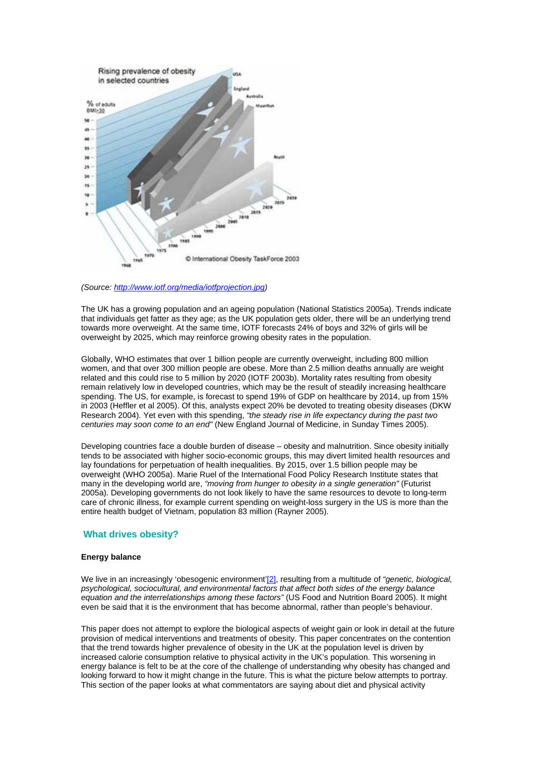(Source: [http://www.iotf.org/media/iotfprojection.jpg](http://www.iotf.org/media/iotfprojection.jpg))

The UK has a growing population and an ageing population (National Statistics 2005a). Trends indicate that individuals get fatter as they age; as the UK population gets older, there will be an underlying trend towards more overweight. At the same time, IOTF forecasts 24% of boys and 32% of girls will be overweight by 2025, which may reinforce growing obesity rates in the population.

Globally, WHO estimates that over 1 billion people are currently overweight, including 800 million women, and that over 300 million people are obese. More than 2.5 million deaths annually are weight related and this could rise to 5 million by 2020 (IOTF 2003b). Mortality rates resulting from obesity remain relatively low in developed countries, which may be the result of steadily increasing healthcare spending. The US, for example, is forecast to spend 19% of GDP on healthcare by 2014, up from 15% in 2003 (Heffler et al 2005). Of this, analysts expect 20% be devoted to treating obesity diseases (DKW Research 2004). Yet even with this spending, *"the steady rise in life expectancy during the past two centuries may soon come to an end"* (New England Journal of Medicine, in Sunday Times 2005).

Developing countries face a double burden of disease – obesity and malnutrition. Since obesity initially tends to be associated with higher socio-economic groups, this may divert limited health resources and lay foundations for perpetuation of health inequalities. By 2015, over 1.5 billion people may be overweight (WHO 2005a). Marie Ruel of the International Food Policy Research Institute states that many in the developing world are, *"moving from hunger to obesity in a single generation"* (Futurist 2005a). Developing governments do not look likely to have the same resources to devote to long-term care of chronic illness, for example current spending on weight-loss surgery in the US is more than the entire health budget of Vietnam, population 83 million (Rayner 2005).

## What drives obesity?

### Energy balance

We live in an increasingly 'obesogenic environment'[2], resulting from a multitude of *"genetic, biological, psychological, sociocultural, and environmental factors that affect both sides of the energy balance equation and the interrelationships among these factors"* (US Food and Nutrition Board 2005). It might even be said that it is the environment that has become abnormal, rather than people's behaviour.

This paper does not attempt to explore the biological aspects of weight gain or look in detail at the future provision of medical interventions and treatments of obesity. This paper concentrates on the contention that the trend towards higher prevalence of obesity in the UK at the population level is driven by increased calorie consumption relative to physical activity in the UK's population. This worsening in energy balance is felt to be at the core of the challenge of understanding why obesity has changed and looking forward to how it might change in the future. This is what the picture below attempts to portray. This section of the paper looks at what commentators are saying about diet and physical activity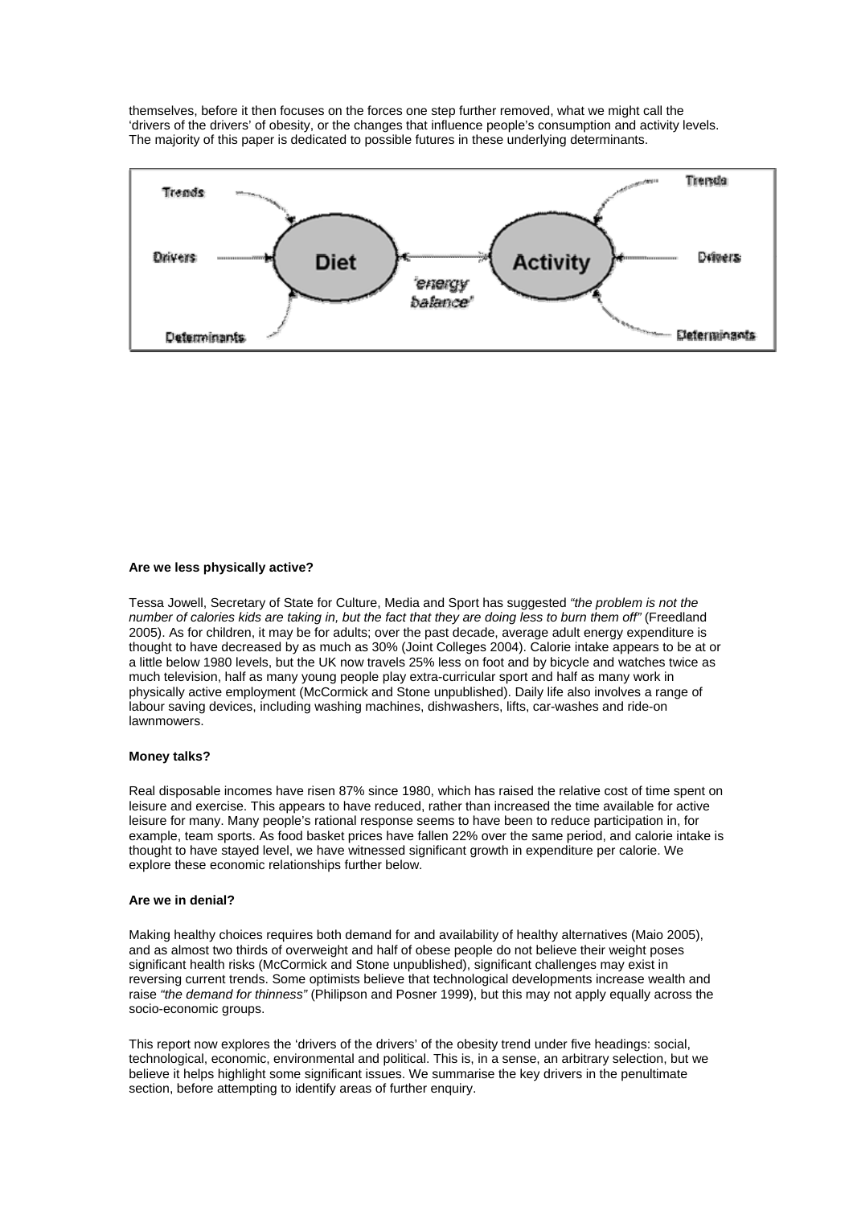themselves, before it then focuses on the forces one step further removed, what we might call the 'drivers of the drivers' of obesity, or the changes that influence people's consumption and activity levels. The majority of this paper is dedicated to possible futures in these underlying determinants.

**Are we less physically active?**

Tessa Jowell, Secretary of State for Culture, Media and Sport has suggested *"the problem is not the number of calories kids are taking in, but the fact that they are doing less to burn them off"* (Freedland 2005). As for children, it may be for adults; over the past decade, average adult energy expenditure is thought to have decreased by as much as 30% (Joint Colleges 2004). Calorie intake appears to be at or a little below 1980 levels, but the UK now travels 25% less on foot and by bicycle and watches twice as much television, half as many young people play extra-curricular sport and half as many work in physically active employment (McCormick and Stone unpublished). Daily life also involves a range of labour saving devices, including washing machines, dishwashers, lifts, car-washes and ride-on lawnmowers.

**Money talks?**

Real disposable incomes have risen 87% since 1980, which has raised the relative cost of time spent on leisure and exercise. This appears to have reduced, rather than increased the time available for active leisure for many. Many people's rational response seems to have been to reduce participation in, for example, team sports. As food basket prices have fallen 22% over the same period, and calorie intake is thought to have stayed level, we have witnessed significant growth in expenditure per calorie. We explore these economic relationships further below.

**Are we in denial?**

Making healthy choices requires both demand for and availability of healthy alternatives (Maio 2005), and as almost two thirds of overweight and half of obese people do not believe their weight poses significant health risks (McCormick and Stone unpublished), significant challenges may exist in reversing current trends. Some optimists believe that technological developments increase wealth and raise *"the demand for thinness"* (Philipson and Posner 1999), but this may not apply equally across the socio-economic groups.

This report now explores the 'drivers of the drivers' of the obesity trend under five headings: social, technological, economic, environmental and political. This is, in a sense, an arbitrary selection, but we believe it helps highlight some significant issues. We summarise the key drivers in the penultimate section, before attempting to identify areas of further enquiry.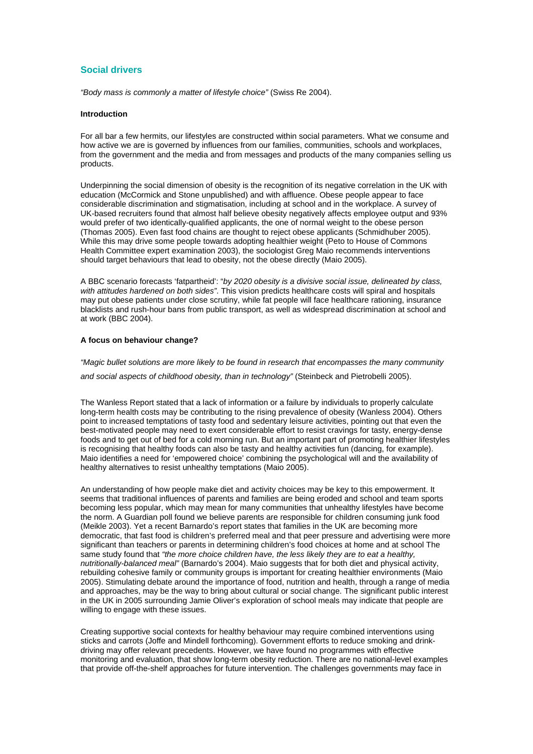## Social drivers

*"Body mass is commonly a matter of lifestyle choice"* (Swiss Re 2004).

**Introduction**

For all bar a few hermits, our lifestyles are constructed within social parameters. What we consume and how active we are is governed by influences from our families, communities, schools and workplaces, from the government and the media and from messages and products of the many companies selling us products.

Underpinning the social dimension of obesity is the recognition of its negative correlation in the UK with education (McCormick and Stone unpublished) and with affluence. Obese people appear to face considerable discrimination and stigmatisation, including at school and in the workplace. A survey of UK-based recruiters found that almost half believe obesity negatively affects employee output and 93% would prefer of two identically-qualified applicants, the one of normal weight to the obese person (Thomas 2005). Even fast food chains are thought to reject obese applicants (Schmidhuber 2005). While this may drive some people towards adopting healthier weight (Peto to House of Commons Health Committee expert examination 2003), the sociologist Greg Maio recommends interventions should target behaviours that lead to obesity, not the obese directly (Maio 2005).

A BBC scenario forecasts 'fatpartheid': "*by 2020 obesity is a divisive social issue, delineated by class, with attitudes hardened on both sides"*. This vision predicts healthcare costs will spiral and hospitals may put obese patients under close scrutiny, while fat people will face healthcare rationing, insurance blacklists and rush-hour bans from public transport, as well as widespread discrimination at school and at work (BBC 2004).

**A focus on behaviour change?**

*"Magic bullet solutions are more likely to be found in research that encompasses the many community and social aspects of childhood obesity, than in technology"* (Steinbeck and Pietrobelli 2005).

The Wanless Report stated that a lack of information or a failure by individuals to properly calculate long-term health costs may be contributing to the rising prevalence of obesity (Wanless 2004). Others point to increased temptations of tasty food and sedentary leisure activities, pointing out that even the best-motivated people may need to exert considerable effort to resist cravings for tasty, energy-dense foods and to get out of bed for a cold morning run. But an important part of promoting healthier lifestyles is recognising that healthy foods can also be tasty and healthy activities fun (dancing, for example). Maio identifies a need for 'empowered choice' combining the psychological will and the availability of healthy alternatives to resist unhealthy temptations (Maio 2005).

An understanding of how people make diet and activity choices may be key to this empowerment. It seems that traditional influences of parents and families are being eroded and school and team sports becoming less popular, which may mean for many communities that unhealthy lifestyles have become the norm. A Guardian poll found we believe parents are responsible for children consuming junk food (Meikle 2003). Yet a recent Barnardo's report states that families in the UK are becoming more democratic, that fast food is children's preferred meal and that peer pressure and advertising were more significant than teachers or parents in determining children's food choices at home and at school The same study found that *"the more choice children have, the less likely they are to eat a healthy, nutritionally-balanced meal"* (Barnardo's 2004). Maio suggests that for both diet and physical activity, rebuilding cohesive family or community groups is important for creating healthier environments (Maio 2005). Stimulating debate around the importance of food, nutrition and health, through a range of media and approaches, may be the way to bring about cultural or social change. The significant public interest in the UK in 2005 surrounding Jamie Oliver's exploration of school meals may indicate that people are willing to engage with these issues.

Creating supportive social contexts for healthy behaviour may require combined interventions using sticks and carrots (Joffe and Mindell forthcoming). Government efforts to reduce smoking and drink-driving may offer relevant precedents. However, we have found no programmes with effective monitoring and evaluation, that show long-term obesity reduction. There are no national-level examples that provide off-the-shelf approaches for future intervention. The challenges governments may face in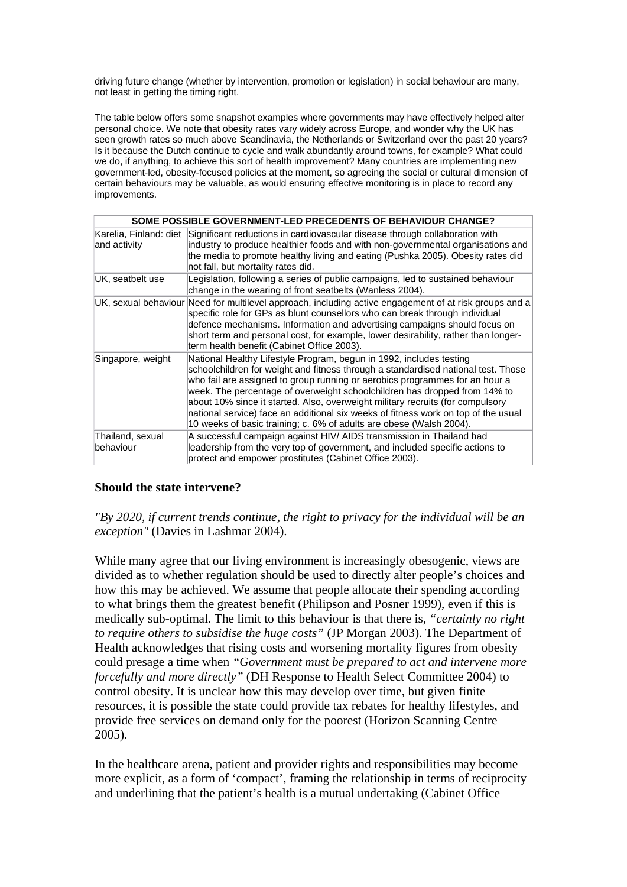driving future change (whether by intervention, promotion or legislation) in social behaviour are many, not least in getting the timing right.

The table below offers some snapshot examples where governments may have effectively helped alter personal choice. We note that obesity rates vary widely across Europe, and wonder why the UK has seen growth rates so much above Scandinavia, the Netherlands or Switzerland over the past 20 years? Is it because the Dutch continue to cycle and walk abundantly around towns, for example? What could we do, if anything, to achieve this sort of health improvement? Many countries are implementing new government-led, obesity-focused policies at the moment, so agreeing the social or cultural dimension of certain behaviours may be valuable, as would ensuring effective monitoring is in place to record any improvements.

| SOME POSSIBLE GOVERNMENT-LED PRECEDENTS OF BEHAVIOUR CHANGE? | |
|---|---|
| Karelia, Finland: diet and activity | Significant reductions in cardiovascular disease through collaboration with industry to produce healthier foods and with non-governmental organisations and the media to promote healthy living and eating (Pushka 2005). Obesity rates did not fall, but mortality rates did. |
| UK, seatbelt use | Legislation, following a series of public campaigns, led to sustained behaviour change in the wearing of front seatbelts (Wanless 2004). |
| UK, sexual behaviour | Need for multilevel approach, including active engagement of at risk groups and a specific role for GPs as blunt counsellors who can break through individual defence mechanisms. Information and advertising campaigns should focus on short term and personal cost, for example, lower desirability, rather than longer-term health benefit (Cabinet Office 2003). |
| Singapore, weight | National Healthy Lifestyle Program, begun in 1992, includes testing schoolchildren for weight and fitness through a standardised national test. Those who fail are assigned to group running or aerobics programmes for an hour a week. The percentage of overweight schoolchildren has dropped from 14% to about 10% since it started. Also, overweight military recruits (for compulsory national service) face an additional six weeks of fitness work on top of the usual 10 weeks of basic training; c. 6% of adults are obese (Walsh 2004). |
| Thailand, sexual behaviour | A successful campaign against HIV/ AIDS transmission in Thailand had leadership from the very top of government, and included specific actions to protect and empower prostitutes (Cabinet Office 2003). |

### Should the state intervene?

*"By 2020, if current trends continue, the right to privacy for the individual will be an exception"* (Davies in Lashmar 2004).

While many agree that our living environment is increasingly obesogenic, views are divided as to whether regulation should be used to directly alter people's choices and how this may be achieved. We assume that people allocate their spending according to what brings them the greatest benefit (Philipson and Posner 1999), even if this is medically sub-optimal. The limit to this behaviour is that there is, *"certainly no right to require others to subsidise the huge costs"* (JP Morgan 2003). The Department of Health acknowledges that rising costs and worsening mortality figures from obesity could presage a time when *"Government must be prepared to act and intervene more forcefully and more directly"* (DH Response to Health Select Committee 2004) to control obesity. It is unclear how this may develop over time, but given finite resources, it is possible the state could provide tax rebates for healthy lifestyles, and provide free services on demand only for the poorest (Horizon Scanning Centre 2005).

In the healthcare arena, patient and provider rights and responsibilities may become more explicit, as a form of 'compact', framing the relationship in terms of reciprocity and underlining that the patient's health is a mutual undertaking (Cabinet Office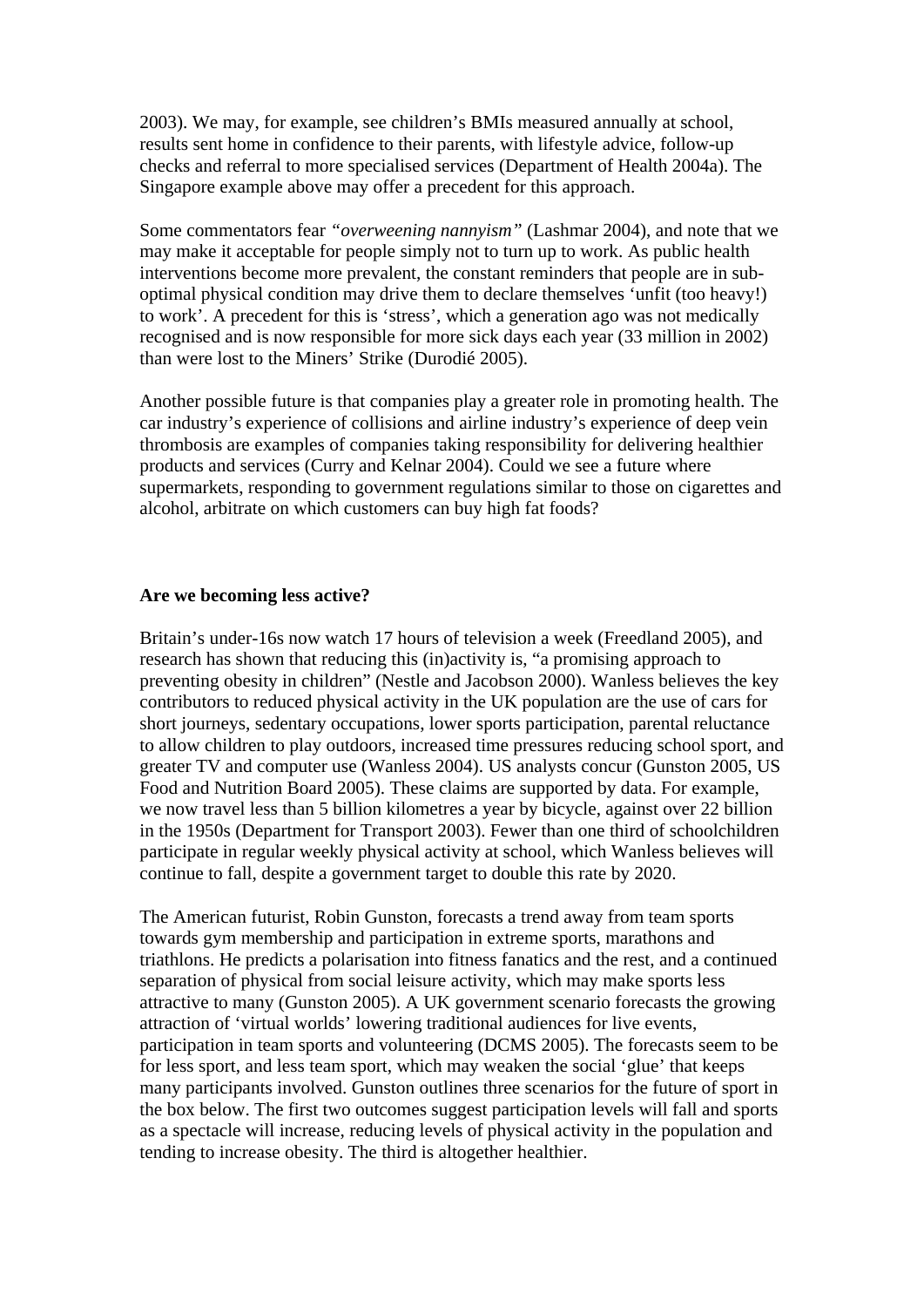2003). We may, for example, see children's BMIs measured annually at school, results sent home in confidence to their parents, with lifestyle advice, follow-up checks and referral to more specialised services (Department of Health 2004a). The Singapore example above may offer a precedent for this approach.

Some commentators fear *"overweening nannyism"* (Lashmar 2004), and note that we may make it acceptable for people simply not to turn up to work. As public health interventions become more prevalent, the constant reminders that people are in sub-optimal physical condition may drive them to declare themselves 'unfit (too heavy!) to work'. A precedent for this is 'stress', which a generation ago was not medically recognised and is now responsible for more sick days each year (33 million in 2002) than were lost to the Miners' Strike (Durodié 2005).

Another possible future is that companies play a greater role in promoting health. The car industry's experience of collisions and airline industry's experience of deep vein thrombosis are examples of companies taking responsibility for delivering healthier products and services (Curry and Kelnar 2004). Could we see a future where supermarkets, responding to government regulations similar to those on cigarettes and alcohol, arbitrate on which customers can buy high fat foods?

**Are we becoming less active?**

Britain's under-16s now watch 17 hours of television a week (Freedland 2005), and research has shown that reducing this (in)activity is, "a promising approach to preventing obesity in children" (Nestle and Jacobson 2000). Wanless believes the key contributors to reduced physical activity in the UK population are the use of cars for short journeys, sedentary occupations, lower sports participation, parental reluctance to allow children to play outdoors, increased time pressures reducing school sport, and greater TV and computer use (Wanless 2004). US analysts concur (Gunston 2005, US Food and Nutrition Board 2005). These claims are supported by data. For example, we now travel less than 5 billion kilometres a year by bicycle, against over 22 billion in the 1950s (Department for Transport 2003). Fewer than one third of schoolchildren participate in regular weekly physical activity at school, which Wanless believes will continue to fall, despite a government target to double this rate by 2020.

The American futurist, Robin Gunston, forecasts a trend away from team sports towards gym membership and participation in extreme sports, marathons and triathlons. He predicts a polarisation into fitness fanatics and the rest, and a continued separation of physical from social leisure activity, which may make sports less attractive to many (Gunston 2005). A UK government scenario forecasts the growing attraction of 'virtual worlds' lowering traditional audiences for live events, participation in team sports and volunteering (DCMS 2005). The forecasts seem to be for less sport, and less team sport, which may weaken the social 'glue' that keeps many participants involved. Gunston outlines three scenarios for the future of sport in the box below. The first two outcomes suggest participation levels will fall and sports as a spectacle will increase, reducing levels of physical activity in the population and tending to increase obesity. The third is altogether healthier.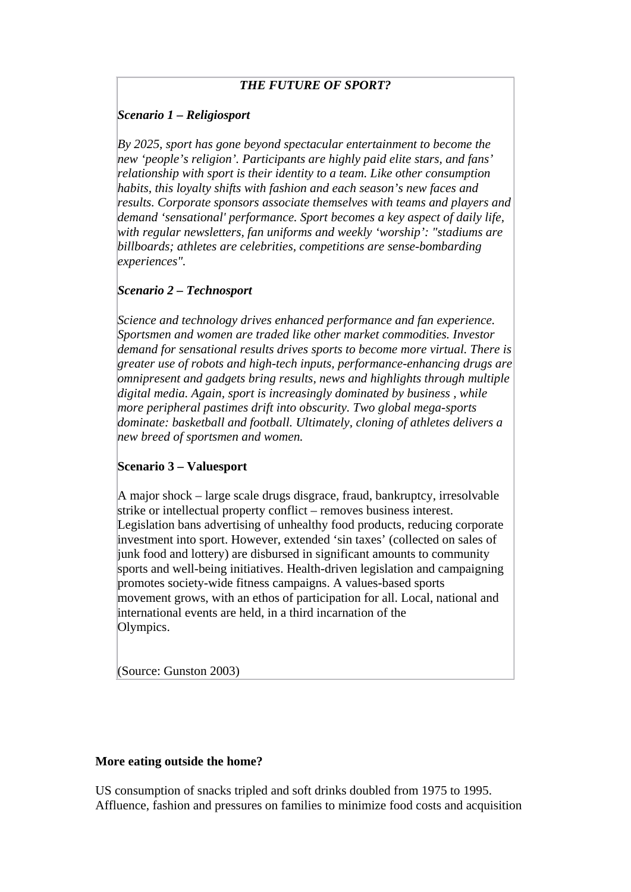***THE FUTURE OF SPORT?***

***Scenario 1 – Religiosport***

*By 2025, sport has gone beyond spectacular entertainment to become the new 'people's religion'. Participants are highly paid elite stars, and fans' relationship with sport is their identity to a team. Like other consumption habits, this loyalty shifts with fashion and each season's new faces and results. Corporate sponsors associate themselves with teams and players and demand 'sensational' performance. Sport becomes a key aspect of daily life, with regular newsletters, fan uniforms and weekly 'worship': "stadiums are billboards; athletes are celebrities, competitions are sense-bombarding experiences".*

***Scenario 2 – Technosport***

*Science and technology drives enhanced performance and fan experience. Sportsmen and women are traded like other market commodities. Investor demand for sensational results drives sports to become more virtual. There is greater use of robots and high-tech inputs, performance-enhancing drugs are omnipresent and gadgets bring results, news and highlights through multiple digital media. Again, sport is increasingly dominated by business , while more peripheral pastimes drift into obscurity. Two global mega-sports dominate: basketball and football. Ultimately, cloning of athletes delivers a new breed of sportsmen and women.*

**Scenario 3 – Valuesport**

A major shock – large scale drugs disgrace, fraud, bankruptcy, irresolvable strike or intellectual property conflict – removes business interest. Legislation bans advertising of unhealthy food products, reducing corporate investment into sport. However, extended 'sin taxes' (collected on sales of junk food and lottery) are disbursed in significant amounts to community sports and well-being initiatives. Health-driven legislation and campaigning promotes society-wide fitness campaigns. A values-based sports movement grows, with an ethos of participation for all. Local, national and international events are held, in a third incarnation of the Olympics.

(Source: Gunston 2003)

**More eating outside the home?**

US consumption of snacks tripled and soft drinks doubled from 1975 to 1995. Affluence, fashion and pressures on families to minimize food costs and acquisition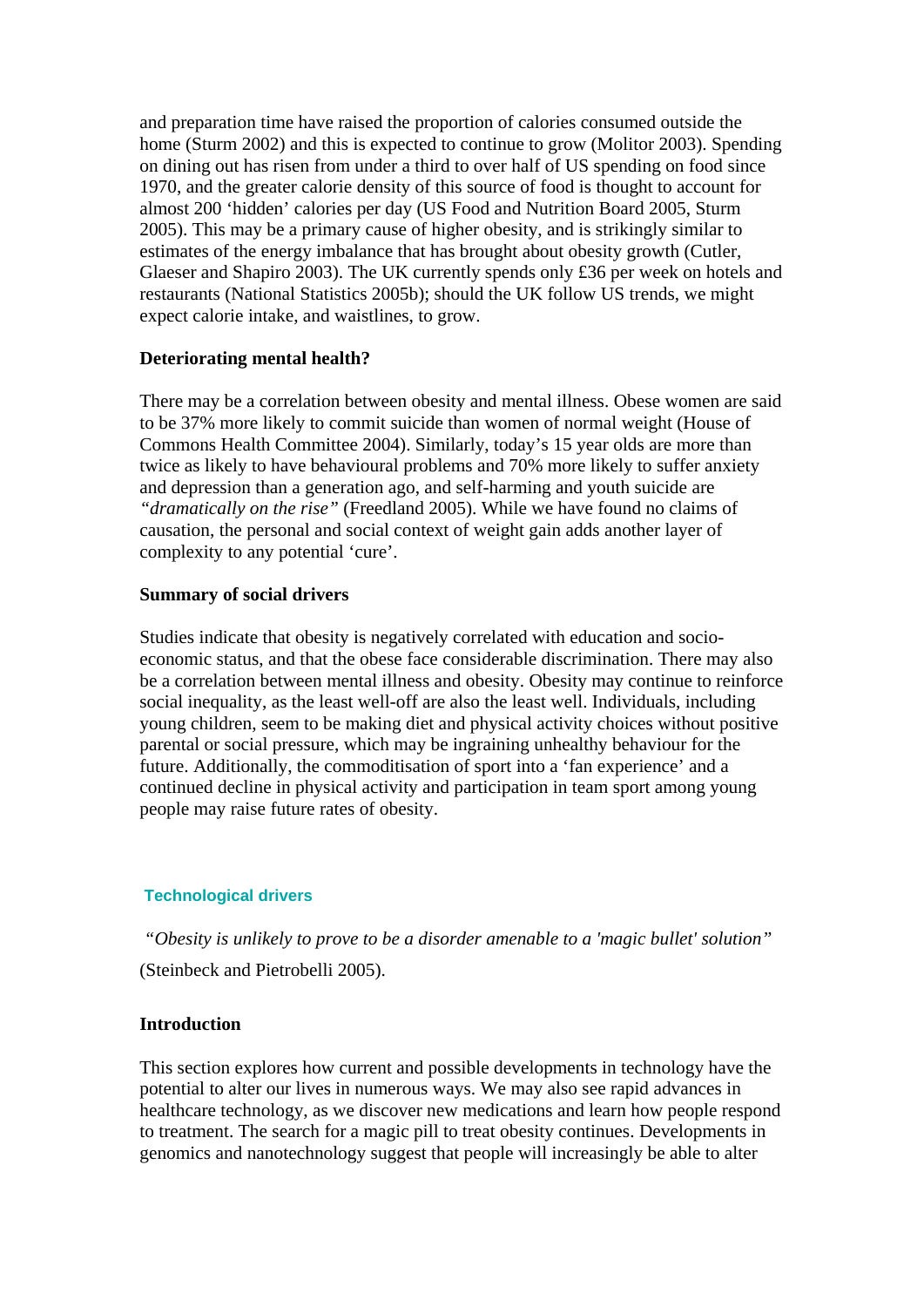and preparation time have raised the proportion of calories consumed outside the home (Sturm 2002) and this is expected to continue to grow (Molitor 2003). Spending on dining out has risen from under a third to over half of US spending on food since 1970, and the greater calorie density of this source of food is thought to account for almost 200 'hidden' calories per day (US Food and Nutrition Board 2005, Sturm 2005). This may be a primary cause of higher obesity, and is strikingly similar to estimates of the energy imbalance that has brought about obesity growth (Cutler, Glaeser and Shapiro 2003). The UK currently spends only £36 per week on hotels and restaurants (National Statistics 2005b); should the UK follow US trends, we might expect calorie intake, and waistlines, to grow.

**Deteriorating mental health?**

There may be a correlation between obesity and mental illness. Obese women are said to be 37% more likely to commit suicide than women of normal weight (House of Commons Health Committee 2004). Similarly, today's 15 year olds are more than twice as likely to have behavioural problems and 70% more likely to suffer anxiety and depression than a generation ago, and self-harming and youth suicide are *"dramatically on the rise"* (Freedland 2005). While we have found no claims of causation, the personal and social context of weight gain adds another layer of complexity to any potential 'cure'.

**Summary of social drivers**

Studies indicate that obesity is negatively correlated with education and socio-economic status, and that the obese face considerable discrimination. There may also be a correlation between mental illness and obesity. Obesity may continue to reinforce social inequality, as the least well-off are also the least well. Individuals, including young children, seem to be making diet and physical activity choices without positive parental or social pressure, which may be ingraining unhealthy behaviour for the future. Additionally, the commoditisation of sport into a 'fan experience' and a continued decline in physical activity and participation in team sport among young people may raise future rates of obesity.

## Technological drivers

*"Obesity is unlikely to prove to be a disorder amenable to a 'magic bullet' solution"* (Steinbeck and Pietrobelli 2005).

**Introduction**

This section explores how current and possible developments in technology have the potential to alter our lives in numerous ways. We may also see rapid advances in healthcare technology, as we discover new medications and learn how people respond to treatment. The search for a magic pill to treat obesity continues. Developments in genomics and nanotechnology suggest that people will increasingly be able to alter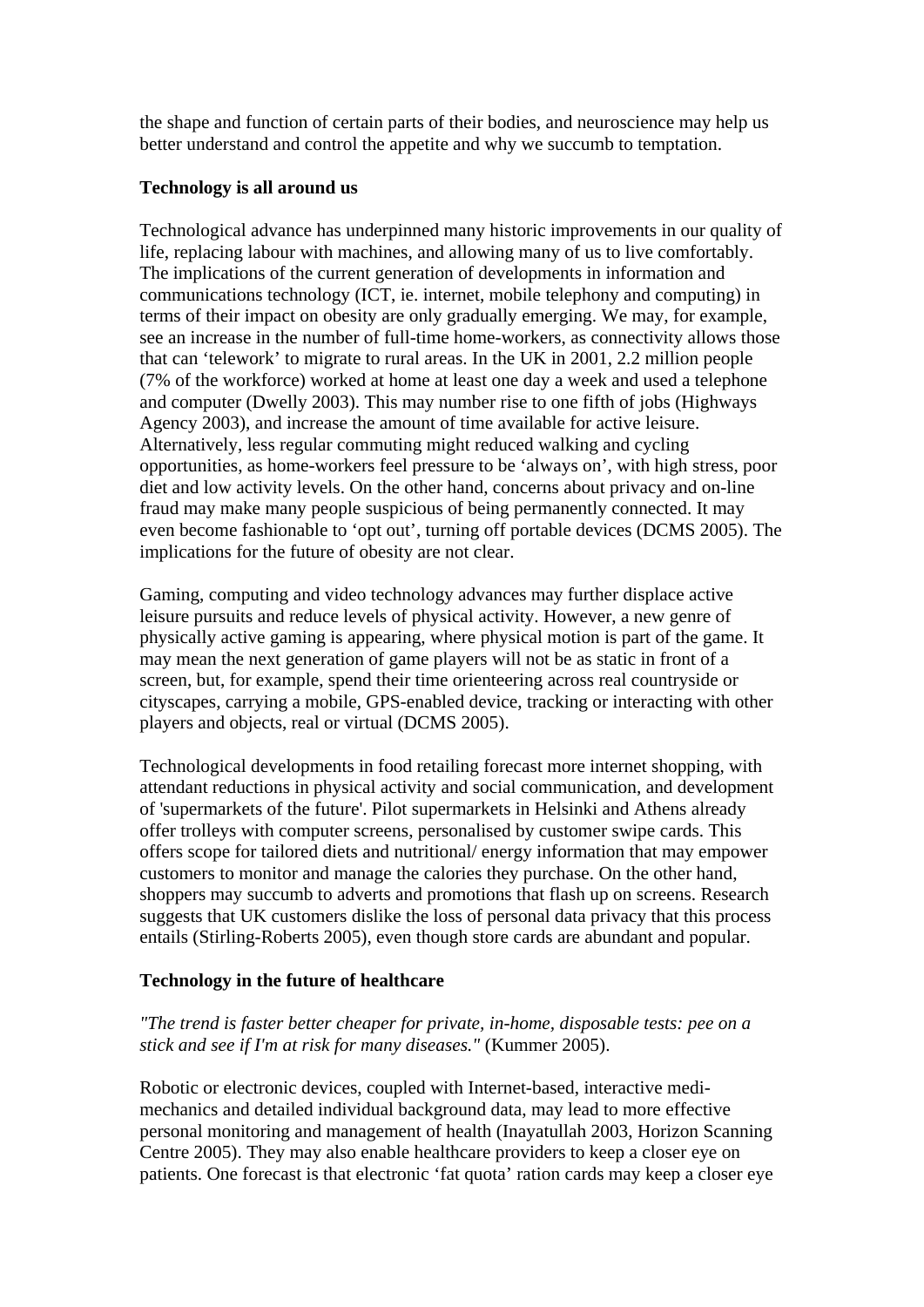the shape and function of certain parts of their bodies, and neuroscience may help us better understand and control the appetite and why we succumb to temptation.

**Technology is all around us**

Technological advance has underpinned many historic improvements in our quality of life, replacing labour with machines, and allowing many of us to live comfortably. The implications of the current generation of developments in information and communications technology (ICT, ie. internet, mobile telephony and computing) in terms of their impact on obesity are only gradually emerging. We may, for example, see an increase in the number of full-time home-workers, as connectivity allows those that can 'telework' to migrate to rural areas. In the UK in 2001, 2.2 million people (7% of the workforce) worked at home at least one day a week and used a telephone and computer (Dwelly 2003). This may number rise to one fifth of jobs (Highways Agency 2003), and increase the amount of time available for active leisure. Alternatively, less regular commuting might reduced walking and cycling opportunities, as home-workers feel pressure to be 'always on', with high stress, poor diet and low activity levels. On the other hand, concerns about privacy and on-line fraud may make many people suspicious of being permanently connected. It may even become fashionable to 'opt out', turning off portable devices (DCMS 2005). The implications for the future of obesity are not clear.

Gaming, computing and video technology advances may further displace active leisure pursuits and reduce levels of physical activity. However, a new genre of physically active gaming is appearing, where physical motion is part of the game. It may mean the next generation of game players will not be as static in front of a screen, but, for example, spend their time orienteering across real countryside or cityscapes, carrying a mobile, GPS-enabled device, tracking or interacting with other players and objects, real or virtual (DCMS 2005).

Technological developments in food retailing forecast more internet shopping, with attendant reductions in physical activity and social communication, and development of 'supermarkets of the future'. Pilot supermarkets in Helsinki and Athens already offer trolleys with computer screens, personalised by customer swipe cards. This offers scope for tailored diets and nutritional/ energy information that may empower customers to monitor and manage the calories they purchase. On the other hand, shoppers may succumb to adverts and promotions that flash up on screens. Research suggests that UK customers dislike the loss of personal data privacy that this process entails (Stirling-Roberts 2005), even though store cards are abundant and popular.

**Technology in the future of healthcare**

*"The trend is faster better cheaper for private, in-home, disposable tests: pee on a stick and see if I'm at risk for many diseases."* (Kummer 2005).

Robotic or electronic devices, coupled with Internet-based, interactive medi-mechanics and detailed individual background data, may lead to more effective personal monitoring and management of health (Inayatullah 2003, Horizon Scanning Centre 2005). They may also enable healthcare providers to keep a closer eye on patients. One forecast is that electronic 'fat quota' ration cards may keep a closer eye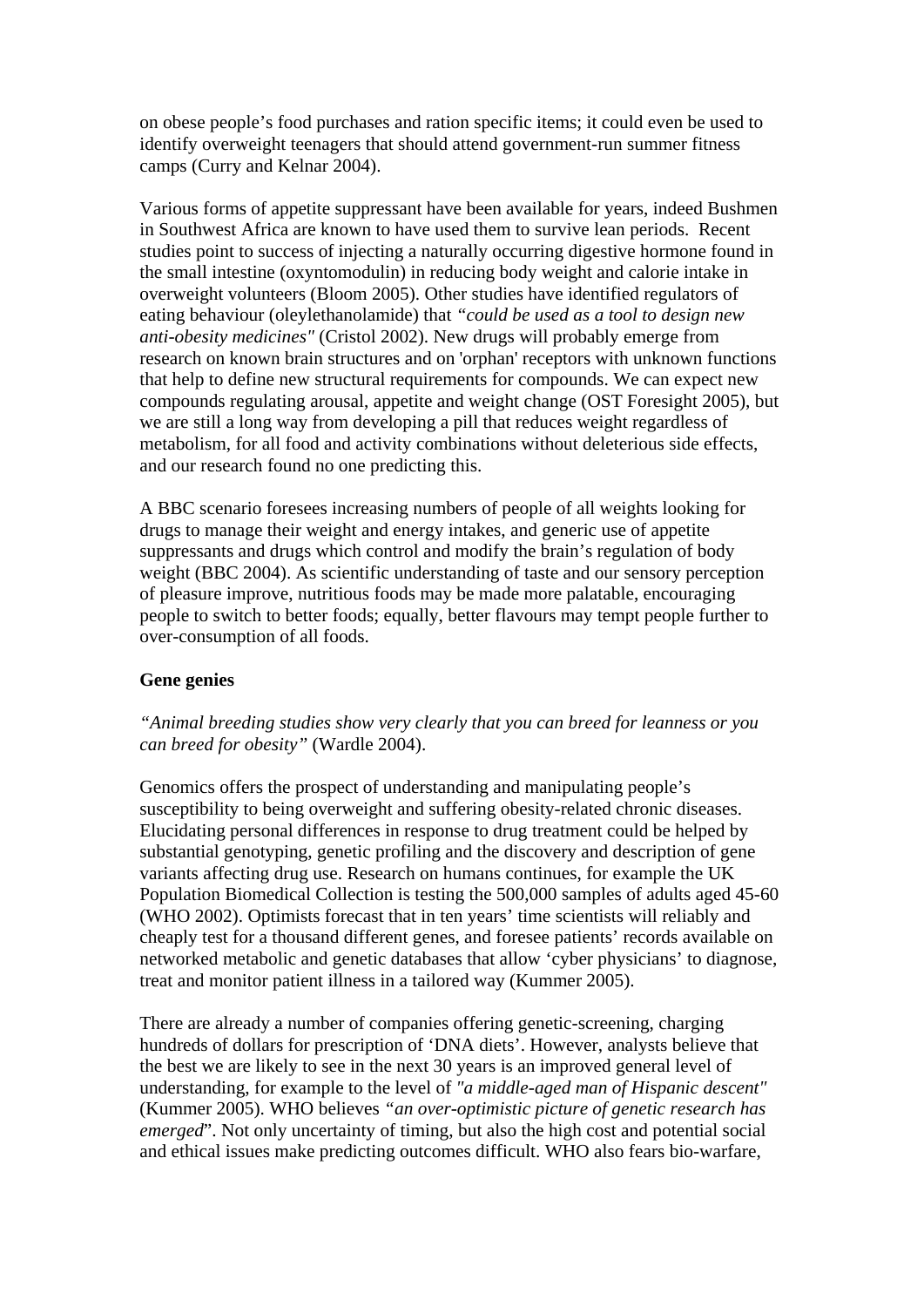on obese people's food purchases and ration specific items; it could even be used to identify overweight teenagers that should attend government-run summer fitness camps (Curry and Kelnar 2004).

Various forms of appetite suppressant have been available for years, indeed Bushmen in Southwest Africa are known to have used them to survive lean periods. Recent studies point to success of injecting a naturally occurring digestive hormone found in the small intestine (oxyntomodulin) in reducing body weight and calorie intake in overweight volunteers (Bloom 2005). Other studies have identified regulators of eating behaviour (oleylethanolamide) that *"could be used as a tool to design new anti-obesity medicines"* (Cristol 2002). New drugs will probably emerge from research on known brain structures and on 'orphan' receptors with unknown functions that help to define new structural requirements for compounds. We can expect new compounds regulating arousal, appetite and weight change (OST Foresight 2005), but we are still a long way from developing a pill that reduces weight regardless of metabolism, for all food and activity combinations without deleterious side effects, and our research found no one predicting this.

A BBC scenario foresees increasing numbers of people of all weights looking for drugs to manage their weight and energy intakes, and generic use of appetite suppressants and drugs which control and modify the brain's regulation of body weight (BBC 2004). As scientific understanding of taste and our sensory perception of pleasure improve, nutritious foods may be made more palatable, encouraging people to switch to better foods; equally, better flavours may tempt people further to over-consumption of all foods.

**Gene genies**

*"Animal breeding studies show very clearly that you can breed for leanness or you can breed for obesity"* (Wardle 2004).

Genomics offers the prospect of understanding and manipulating people's susceptibility to being overweight and suffering obesity-related chronic diseases. Elucidating personal differences in response to drug treatment could be helped by substantial genotyping, genetic profiling and the discovery and description of gene variants affecting drug use. Research on humans continues, for example the UK Population Biomedical Collection is testing the 500,000 samples of adults aged 45-60 (WHO 2002). Optimists forecast that in ten years' time scientists will reliably and cheaply test for a thousand different genes, and foresee patients' records available on networked metabolic and genetic databases that allow 'cyber physicians' to diagnose, treat and monitor patient illness in a tailored way (Kummer 2005).

There are already a number of companies offering genetic-screening, charging hundreds of dollars for prescription of 'DNA diets'. However, analysts believe that the best we are likely to see in the next 30 years is an improved general level of understanding, for example to the level of *"a middle-aged man of Hispanic descent"* (Kummer 2005). WHO believes *"an over-optimistic picture of genetic research has emerged"*. Not only uncertainty of timing, but also the high cost and potential social and ethical issues make predicting outcomes difficult. WHO also fears bio-warfare,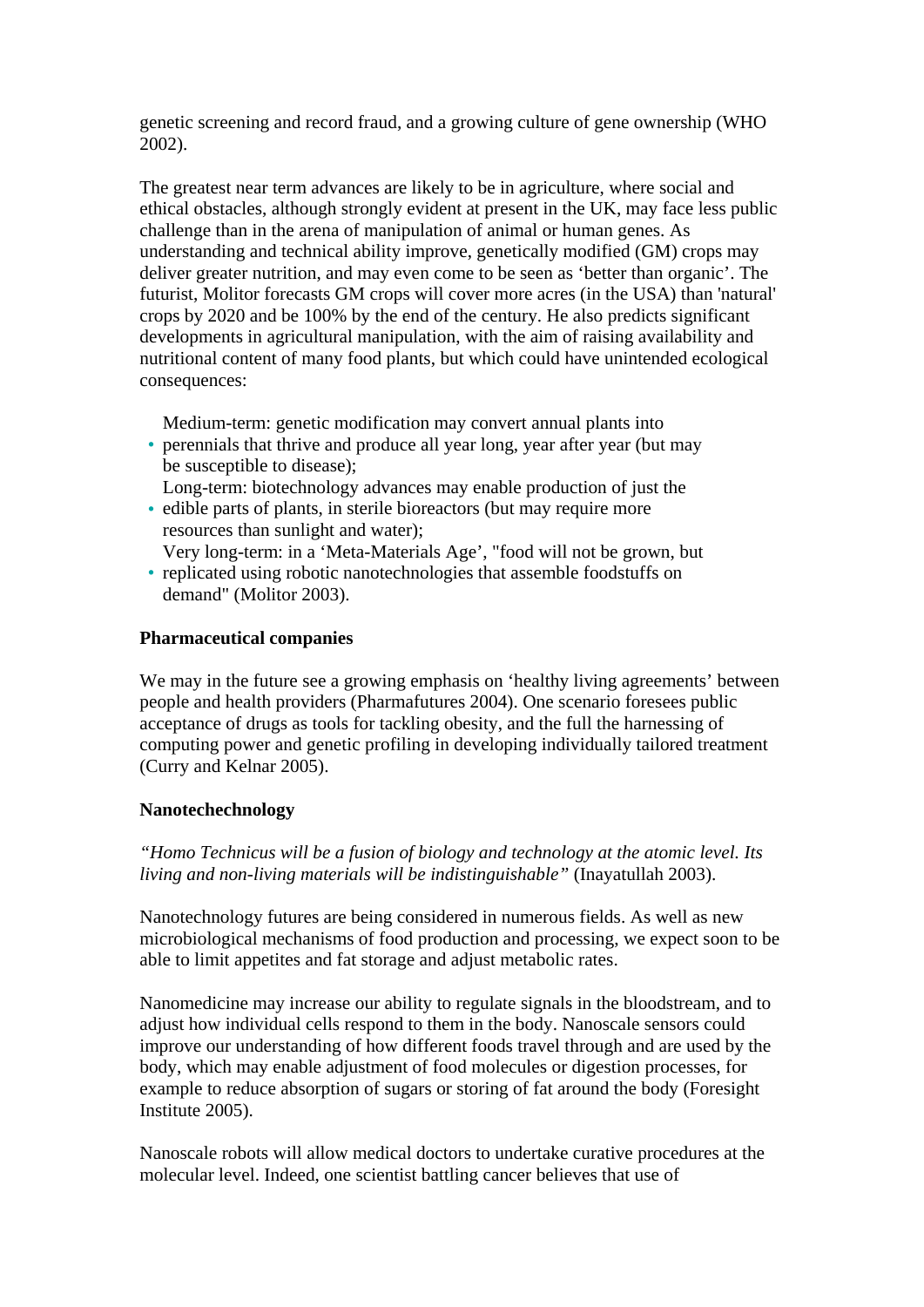genetic screening and record fraud, and a growing culture of gene ownership (WHO 2002).

The greatest near term advances are likely to be in agriculture, where social and ethical obstacles, although strongly evident at present in the UK, may face less public challenge than in the arena of manipulation of animal or human genes. As understanding and technical ability improve, genetically modified (GM) crops may deliver greater nutrition, and may even come to be seen as 'better than organic'. The futurist, Molitor forecasts GM crops will cover more acres (in the USA) than 'natural' crops by 2020 and be 100% by the end of the century. He also predicts significant developments in agricultural manipulation, with the aim of raising availability and nutritional content of many food plants, but which could have unintended ecological consequences:

- Medium-term: genetic modification may convert annual plants into perennials that thrive and produce all year long, year after year (but may be susceptible to disease);
- Long-term: biotechnology advances may enable production of just the edible parts of plants, in sterile bioreactors (but may require more resources than sunlight and water);
- Very long-term: in a 'Meta-Materials Age', "food will not be grown, but replicated using robotic nanotechnologies that assemble foodstuffs on demand" (Molitor 2003).

**Pharmaceutical companies**

We may in the future see a growing emphasis on 'healthy living agreements' between people and health providers (Pharmafutures 2004). One scenario foresees public acceptance of drugs as tools for tackling obesity, and the full the harnessing of computing power and genetic profiling in developing individually tailored treatment (Curry and Kelnar 2005).

**Nanotechechnology**

*"Homo Technicus will be a fusion of biology and technology at the atomic level. Its living and non-living materials will be indistinguishable"* (Inayatullah 2003).

Nanotechnology futures are being considered in numerous fields. As well as new microbiological mechanisms of food production and processing, we expect soon to be able to limit appetites and fat storage and adjust metabolic rates.

Nanomedicine may increase our ability to regulate signals in the bloodstream, and to adjust how individual cells respond to them in the body. Nanoscale sensors could improve our understanding of how different foods travel through and are used by the body, which may enable adjustment of food molecules or digestion processes, for example to reduce absorption of sugars or storing of fat around the body (Foresight Institute 2005).

Nanoscale robots will allow medical doctors to undertake curative procedures at the molecular level. Indeed, one scientist battling cancer believes that use of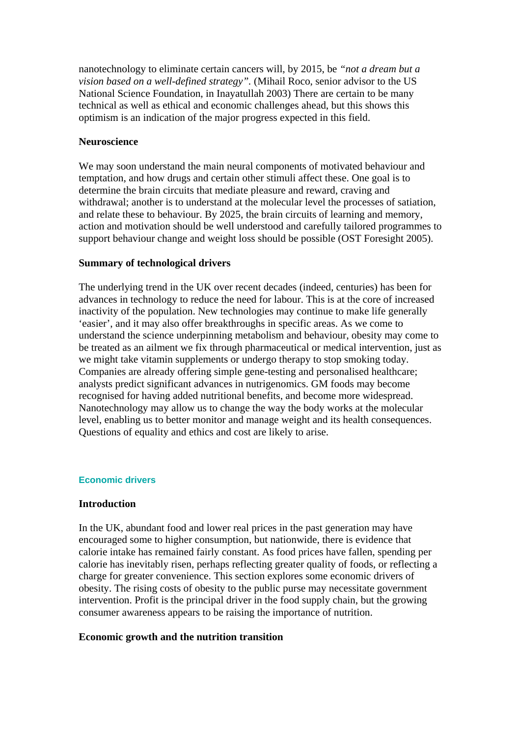nanotechnology to eliminate certain cancers will, by 2015, be *"not a dream but a vision based on a well-defined strategy".* (Mihail Roco, senior advisor to the US National Science Foundation, in Inayatullah 2003) There are certain to be many technical as well as ethical and economic challenges ahead, but this shows this optimism is an indication of the major progress expected in this field.

**Neuroscience**

We may soon understand the main neural components of motivated behaviour and temptation, and how drugs and certain other stimuli affect these. One goal is to determine the brain circuits that mediate pleasure and reward, craving and withdrawal; another is to understand at the molecular level the processes of satiation, and relate these to behaviour. By 2025, the brain circuits of learning and memory, action and motivation should be well understood and carefully tailored programmes to support behaviour change and weight loss should be possible (OST Foresight 2005).

**Summary of technological drivers**

The underlying trend in the UK over recent decades (indeed, centuries) has been for advances in technology to reduce the need for labour. This is at the core of increased inactivity of the population. New technologies may continue to make life generally 'easier', and it may also offer breakthroughs in specific areas. As we come to understand the science underpinning metabolism and behaviour, obesity may come to be treated as an ailment we fix through pharmaceutical or medical intervention, just as we might take vitamin supplements or undergo therapy to stop smoking today. Companies are already offering simple gene-testing and personalised healthcare; analysts predict significant advances in nutrigenomics. GM foods may become recognised for having added nutritional benefits, and become more widespread. Nanotechnology may allow us to change the way the body works at the molecular level, enabling us to better monitor and manage weight and its health consequences. Questions of equality and ethics and cost are likely to arise.

## Economic drivers

**Introduction**

In the UK, abundant food and lower real prices in the past generation may have encouraged some to higher consumption, but nationwide, there is evidence that calorie intake has remained fairly constant. As food prices have fallen, spending per calorie has inevitably risen, perhaps reflecting greater quality of foods, or reflecting a charge for greater convenience. This section explores some economic drivers of obesity. The rising costs of obesity to the public purse may necessitate government intervention. Profit is the principal driver in the food supply chain, but the growing consumer awareness appears to be raising the importance of nutrition.

**Economic growth and the nutrition transition**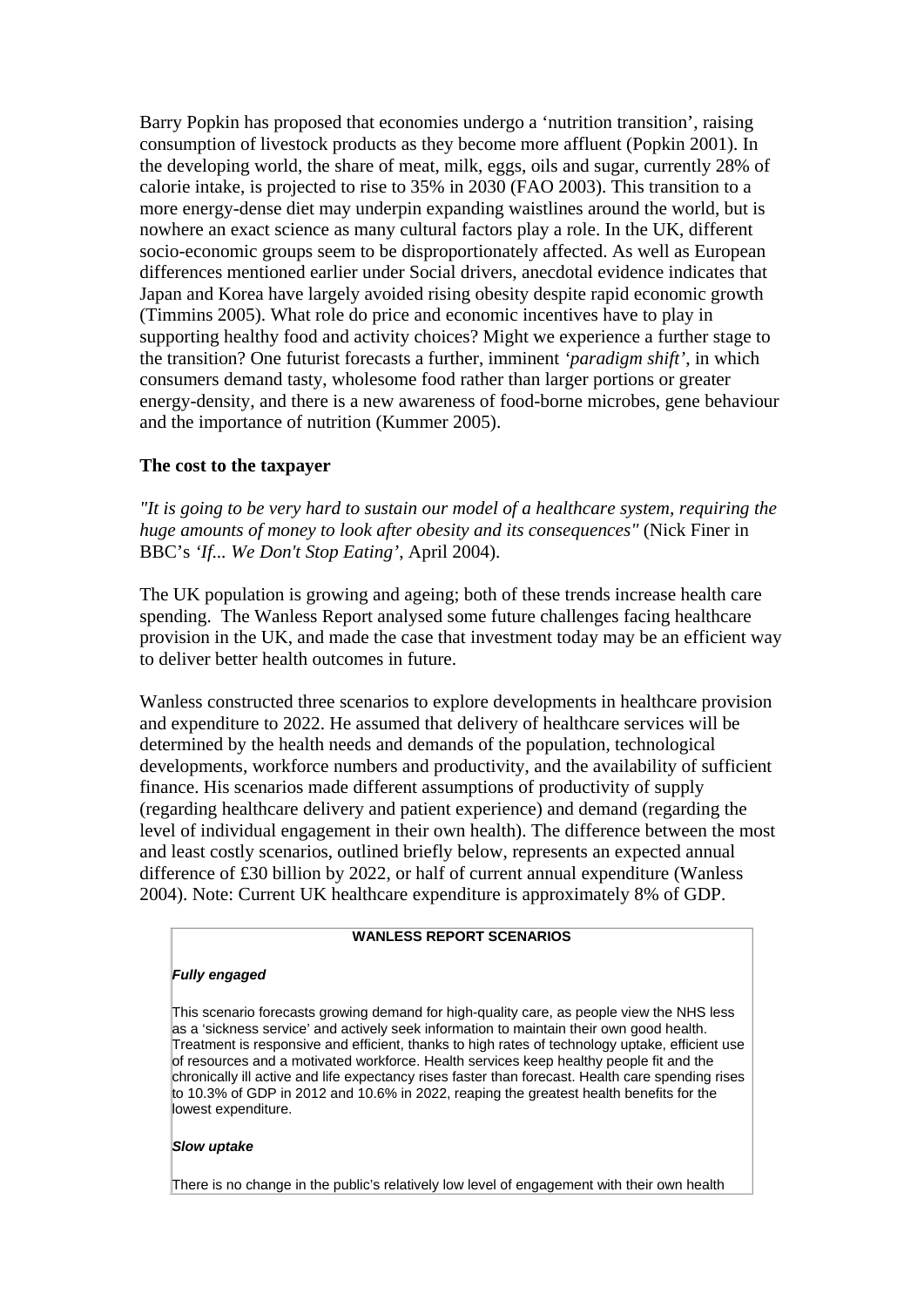Barry Popkin has proposed that economies undergo a 'nutrition transition', raising consumption of livestock products as they become more affluent (Popkin 2001). In the developing world, the share of meat, milk, eggs, oils and sugar, currently 28% of calorie intake, is projected to rise to 35% in 2030 (FAO 2003). This transition to a more energy-dense diet may underpin expanding waistlines around the world, but is nowhere an exact science as many cultural factors play a role. In the UK, different socio-economic groups seem to be disproportionately affected. As well as European differences mentioned earlier under Social drivers, anecdotal evidence indicates that Japan and Korea have largely avoided rising obesity despite rapid economic growth (Timmins 2005). What role do price and economic incentives have to play in supporting healthy food and activity choices? Might we experience a further stage to the transition? One futurist forecasts a further, imminent *'paradigm shift'*, in which consumers demand tasty, wholesome food rather than larger portions or greater energy-density, and there is a new awareness of food-borne microbes, gene behaviour and the importance of nutrition (Kummer 2005).

**The cost to the taxpayer**

*"It is going to be very hard to sustain our model of a healthcare system, requiring the huge amounts of money to look after obesity and its consequences"* (Nick Finer in BBC's *'If... We Don't Stop Eating'*, April 2004).

The UK population is growing and ageing; both of these trends increase health care spending. The Wanless Report analysed some future challenges facing healthcare provision in the UK, and made the case that investment today may be an efficient way to deliver better health outcomes in future.

Wanless constructed three scenarios to explore developments in healthcare provision and expenditure to 2022. He assumed that delivery of healthcare services will be determined by the health needs and demands of the population, technological developments, workforce numbers and productivity, and the availability of sufficient finance. His scenarios made different assumptions of productivity of supply (regarding healthcare delivery and patient experience) and demand (regarding the level of individual engagement in their own health). The difference between the most and least costly scenarios, outlined briefly below, represents an expected annual difference of £30 billion by 2022, or half of current annual expenditure (Wanless 2004). Note: Current UK healthcare expenditure is approximately 8% of GDP.

**WANLESS REPORT SCENARIOS**

***Fully engaged***

This scenario forecasts growing demand for high-quality care, as people view the NHS less as a 'sickness service' and actively seek information to maintain their own good health. Treatment is responsive and efficient, thanks to high rates of technology uptake, efficient use of resources and a motivated workforce. Health services keep healthy people fit and the chronically ill active and life expectancy rises faster than forecast. Health care spending rises to 10.3% of GDP in 2012 and 10.6% in 2022, reaping the greatest health benefits for the lowest expenditure.

***Slow uptake***

There is no change in the public's relatively low level of engagement with their own health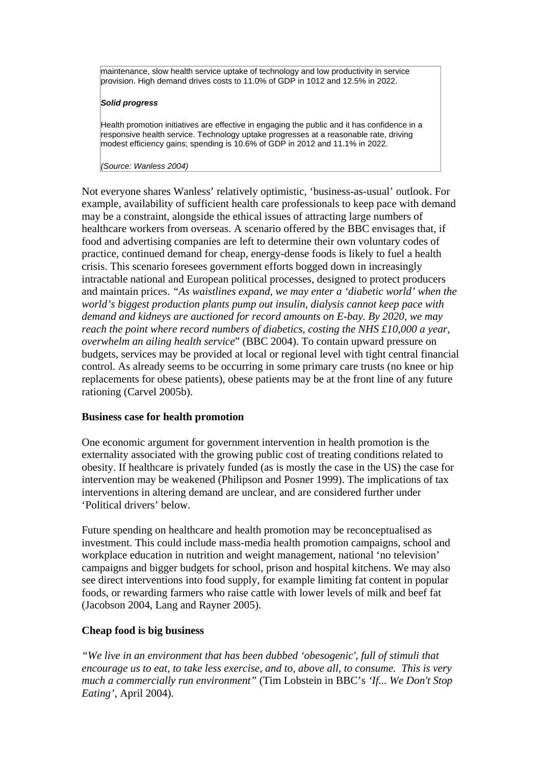maintenance, slow health service uptake of technology and low productivity in service provision. High demand drives costs to 11.0% of GDP in 1012 and 12.5% in 2022.

***Solid progress***

Health promotion initiatives are effective in engaging the public and it has confidence in a responsive health service. Technology uptake progresses at a reasonable rate, driving modest efficiency gains; spending is 10.6% of GDP in 2012 and 11.1% in 2022.

*(Source: Wanless 2004)*

Not everyone shares Wanless' relatively optimistic, 'business-as-usual' outlook. For example, availability of sufficient health care professionals to keep pace with demand may be a constraint, alongside the ethical issues of attracting large numbers of healthcare workers from overseas. A scenario offered by the BBC envisages that, if food and advertising companies are left to determine their own voluntary codes of practice, continued demand for cheap, energy-dense foods is likely to fuel a health crisis. This scenario foresees government efforts bogged down in increasingly intractable national and European political processes, designed to protect producers and maintain prices. *"As waistlines expand, we may enter a 'diabetic world' when the world's biggest production plants pump out insulin, dialysis cannot keep pace with demand and kidneys are auctioned for record amounts on E-bay. By 2020, we may reach the point where record numbers of diabetics, costing the NHS £10,000 a year, overwhelm an ailing health service*" (BBC 2004). To contain upward pressure on budgets, services may be provided at local or regional level with tight central financial control. As already seems to be occurring in some primary care trusts (no knee or hip replacements for obese patients), obese patients may be at the front line of any future rationing (Carvel 2005b).

**Business case for health promotion**

One economic argument for government intervention in health promotion is the externality associated with the growing public cost of treating conditions related to obesity. If healthcare is privately funded (as is mostly the case in the US) the case for intervention may be weakened (Philipson and Posner 1999). The implications of tax interventions in altering demand are unclear, and are considered further under 'Political drivers' below.

Future spending on healthcare and health promotion may be reconceptualised as investment. This could include mass-media health promotion campaigns, school and workplace education in nutrition and weight management, national 'no television' campaigns and bigger budgets for school, prison and hospital kitchens. We may also see direct interventions into food supply, for example limiting fat content in popular foods, or rewarding farmers who raise cattle with lower levels of milk and beef fat (Jacobson 2004, Lang and Rayner 2005).

**Cheap food is big business**

*"We live in an environment that has been dubbed 'obesogenic', full of stimuli that encourage us to eat, to take less exercise, and to, above all, to consume. This is very much a commercially run environment"* (Tim Lobstein in BBC's *'If... We Don't Stop Eating'*, April 2004).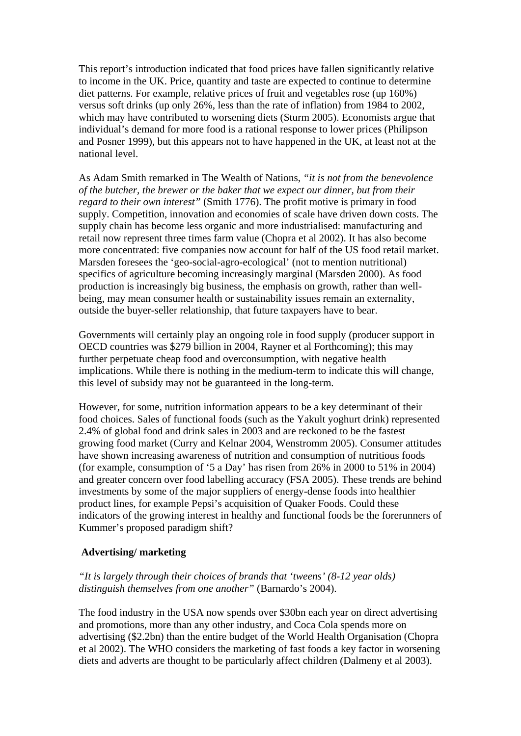This report's introduction indicated that food prices have fallen significantly relative to income in the UK. Price, quantity and taste are expected to continue to determine diet patterns. For example, relative prices of fruit and vegetables rose (up 160%) versus soft drinks (up only 26%, less than the rate of inflation) from 1984 to 2002, which may have contributed to worsening diets (Sturm 2005). Economists argue that individual's demand for more food is a rational response to lower prices (Philipson and Posner 1999), but this appears not to have happened in the UK, at least not at the national level.

As Adam Smith remarked in The Wealth of Nations, *"it is not from the benevolence of the butcher, the brewer or the baker that we expect our dinner, but from their regard to their own interest"* (Smith 1776). The profit motive is primary in food supply. Competition, innovation and economies of scale have driven down costs. The supply chain has become less organic and more industrialised: manufacturing and retail now represent three times farm value (Chopra et al 2002). It has also become more concentrated: five companies now account for half of the US food retail market. Marsden foresees the 'geo-social-agro-ecological' (not to mention nutritional) specifics of agriculture becoming increasingly marginal (Marsden 2000). As food production is increasingly big business, the emphasis on growth, rather than well-being, may mean consumer health or sustainability issues remain an externality, outside the buyer-seller relationship, that future taxpayers have to bear.

Governments will certainly play an ongoing role in food supply (producer support in OECD countries was $279 billion in 2004, Rayner et al Forthcoming); this may further perpetuate cheap food and overconsumption, with negative health implications. While there is nothing in the medium-term to indicate this will change, this level of subsidy may not be guaranteed in the long-term.

However, for some, nutrition information appears to be a key determinant of their food choices. Sales of functional foods (such as the Yakult yoghurt drink) represented 2.4% of global food and drink sales in 2003 and are reckoned to be the fastest growing food market (Curry and Kelnar 2004, Wenstromm 2005). Consumer attitudes have shown increasing awareness of nutrition and consumption of nutritious foods (for example, consumption of '5 a Day' has risen from 26% in 2000 to 51% in 2004) and greater concern over food labelling accuracy (FSA 2005). These trends are behind investments by some of the major suppliers of energy-dense foods into healthier product lines, for example Pepsi's acquisition of Quaker Foods. Could these indicators of the growing interest in healthy and functional foods be the forerunners of Kummer's proposed paradigm shift?

### Advertising/ marketing

*"It is largely through their choices of brands that 'tweens' (8-12 year olds) distinguish themselves from one another"* (Barnardo's 2004).

The food industry in the USA now spends over $30bn each year on direct advertising and promotions, more than any other industry, and Coca Cola spends more on advertising ($2.2bn) than the entire budget of the World Health Organisation (Chopra et al 2002). The WHO considers the marketing of fast foods a key factor in worsening diets and adverts are thought to be particularly affect children (Dalmeny et al 2003).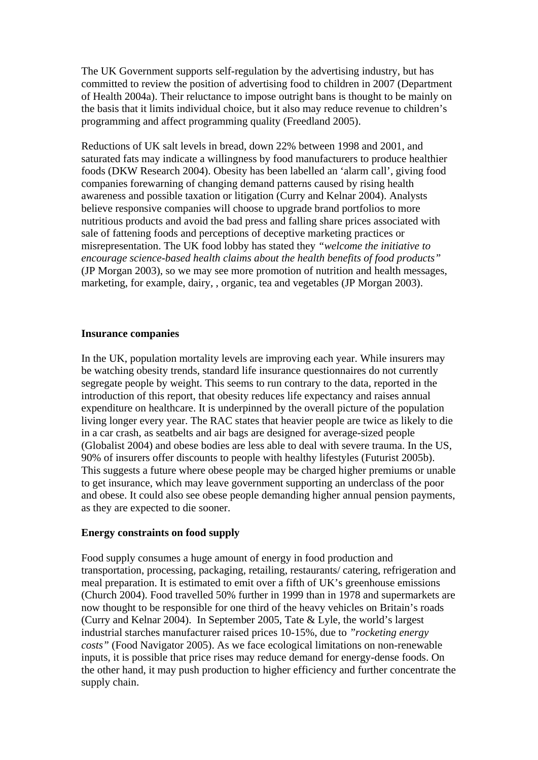The UK Government supports self-regulation by the advertising industry, but has committed to review the position of advertising food to children in 2007 (Department of Health 2004a). Their reluctance to impose outright bans is thought to be mainly on the basis that it limits individual choice, but it also may reduce revenue to children's programming and affect programming quality (Freedland 2005).

Reductions of UK salt levels in bread, down 22% between 1998 and 2001, and saturated fats may indicate a willingness by food manufacturers to produce healthier foods (DKW Research 2004). Obesity has been labelled an 'alarm call', giving food companies forewarning of changing demand patterns caused by rising health awareness and possible taxation or litigation (Curry and Kelnar 2004). Analysts believe responsive companies will choose to upgrade brand portfolios to more nutritious products and avoid the bad press and falling share prices associated with sale of fattening foods and perceptions of deceptive marketing practices or misrepresentation. The UK food lobby has stated they *"welcome the initiative to encourage science-based health claims about the health benefits of food products"* (JP Morgan 2003), so we may see more promotion of nutrition and health messages, marketing, for example, dairy, , organic, tea and vegetables (JP Morgan 2003).

**Insurance companies**

In the UK, population mortality levels are improving each year. While insurers may be watching obesity trends, standard life insurance questionnaires do not currently segregate people by weight. This seems to run contrary to the data, reported in the introduction of this report, that obesity reduces life expectancy and raises annual expenditure on healthcare. It is underpinned by the overall picture of the population living longer every year. The RAC states that heavier people are twice as likely to die in a car crash, as seatbelts and air bags are designed for average-sized people (Globalist 2004) and obese bodies are less able to deal with severe trauma. In the US, 90% of insurers offer discounts to people with healthy lifestyles (Futurist 2005b). This suggests a future where obese people may be charged higher premiums or unable to get insurance, which may leave government supporting an underclass of the poor and obese. It could also see obese people demanding higher annual pension payments, as they are expected to die sooner.

**Energy constraints on food supply**

Food supply consumes a huge amount of energy in food production and transportation, processing, packaging, retailing, restaurants/ catering, refrigeration and meal preparation. It is estimated to emit over a fifth of UK's greenhouse emissions (Church 2004). Food travelled 50% further in 1999 than in 1978 and supermarkets are now thought to be responsible for one third of the heavy vehicles on Britain's roads (Curry and Kelnar 2004). In September 2005, Tate & Lyle, the world's largest industrial starches manufacturer raised prices 10-15%, due to *"rocketing energy costs"* (Food Navigator 2005). As we face ecological limitations on non-renewable inputs, it is possible that price rises may reduce demand for energy-dense foods. On the other hand, it may push production to higher efficiency and further concentrate the supply chain.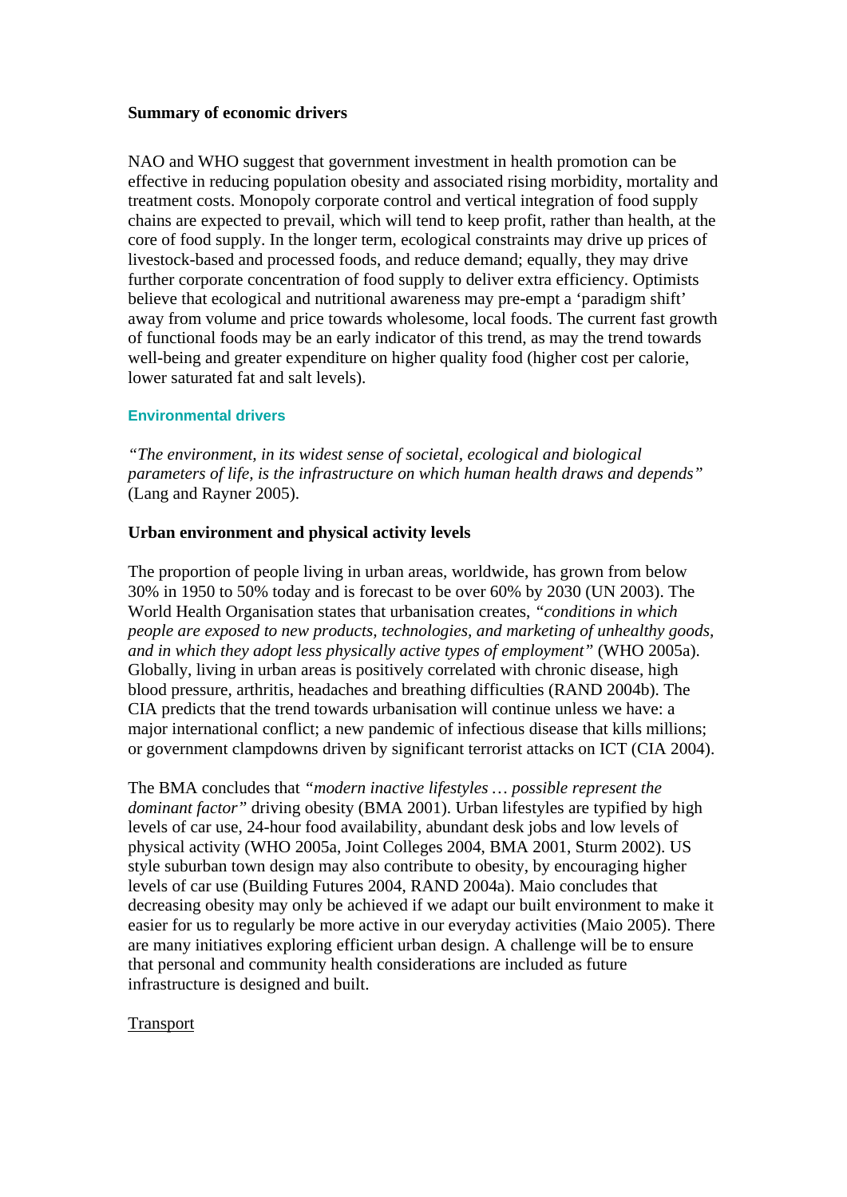**Summary of economic drivers**

NAO and WHO suggest that government investment in health promotion can be effective in reducing population obesity and associated rising morbidity, mortality and treatment costs. Monopoly corporate control and vertical integration of food supply chains are expected to prevail, which will tend to keep profit, rather than health, at the core of food supply. In the longer term, ecological constraints may drive up prices of livestock-based and processed foods, and reduce demand; equally, they may drive further corporate concentration of food supply to deliver extra efficiency. Optimists believe that ecological and nutritional awareness may pre-empt a 'paradigm shift' away from volume and price towards wholesome, local foods. The current fast growth of functional foods may be an early indicator of this trend, as may the trend towards well-being and greater expenditure on higher quality food (higher cost per calorie, lower saturated fat and salt levels).

## Environmental drivers

*"The environment, in its widest sense of societal, ecological and biological parameters of life, is the infrastructure on which human health draws and depends"* (Lang and Rayner 2005).

**Urban environment and physical activity levels**

The proportion of people living in urban areas, worldwide, has grown from below 30% in 1950 to 50% today and is forecast to be over 60% by 2030 (UN 2003). The World Health Organisation states that urbanisation creates, *"conditions in which people are exposed to new products, technologies, and marketing of unhealthy goods, and in which they adopt less physically active types of employment"* (WHO 2005a). Globally, living in urban areas is positively correlated with chronic disease, high blood pressure, arthritis, headaches and breathing difficulties (RAND 2004b). The CIA predicts that the trend towards urbanisation will continue unless we have: a major international conflict; a new pandemic of infectious disease that kills millions; or government clampdowns driven by significant terrorist attacks on ICT (CIA 2004).

The BMA concludes that *"modern inactive lifestyles … possible represent the dominant factor"* driving obesity (BMA 2001). Urban lifestyles are typified by high levels of car use, 24-hour food availability, abundant desk jobs and low levels of physical activity (WHO 2005a, Joint Colleges 2004, BMA 2001, Sturm 2002). US style suburban town design may also contribute to obesity, by encouraging higher levels of car use (Building Futures 2004, RAND 2004a). Maio concludes that decreasing obesity may only be achieved if we adapt our built environment to make it easier for us to regularly be more active in our everyday activities (Maio 2005). There are many initiatives exploring efficient urban design. A challenge will be to ensure that personal and community health considerations are included as future infrastructure is designed and built.

<u>Transport</u>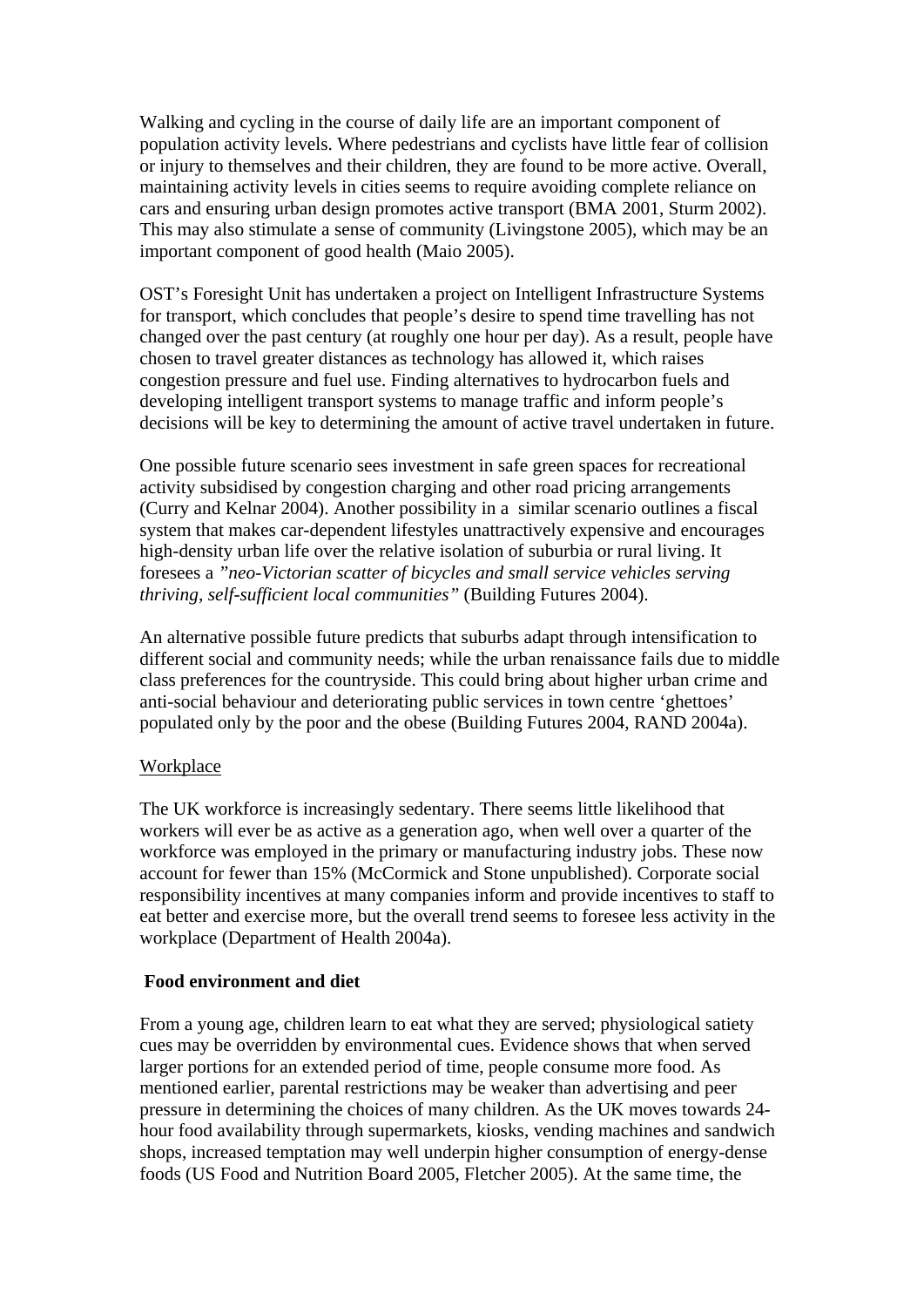Walking and cycling in the course of daily life are an important component of population activity levels. Where pedestrians and cyclists have little fear of collision or injury to themselves and their children, they are found to be more active. Overall, maintaining activity levels in cities seems to require avoiding complete reliance on cars and ensuring urban design promotes active transport (BMA 2001, Sturm 2002). This may also stimulate a sense of community (Livingstone 2005), which may be an important component of good health (Maio 2005).

OST's Foresight Unit has undertaken a project on Intelligent Infrastructure Systems for transport, which concludes that people's desire to spend time travelling has not changed over the past century (at roughly one hour per day). As a result, people have chosen to travel greater distances as technology has allowed it, which raises congestion pressure and fuel use. Finding alternatives to hydrocarbon fuels and developing intelligent transport systems to manage traffic and inform people's decisions will be key to determining the amount of active travel undertaken in future.

One possible future scenario sees investment in safe green spaces for recreational activity subsidised by congestion charging and other road pricing arrangements (Curry and Kelnar 2004). Another possibility in a similar scenario outlines a fiscal system that makes car-dependent lifestyles unattractively expensive and encourages high-density urban life over the relative isolation of suburbia or rural living. It foresees a *"neo-Victorian scatter of bicycles and small service vehicles serving thriving, self-sufficient local communities"* (Building Futures 2004).

An alternative possible future predicts that suburbs adapt through intensification to different social and community needs; while the urban renaissance fails due to middle class preferences for the countryside. This could bring about higher urban crime and anti-social behaviour and deteriorating public services in town centre 'ghettoes' populated only by the poor and the obese (Building Futures 2004, RAND 2004a).

<u>Workplace</u>

The UK workforce is increasingly sedentary. There seems little likelihood that workers will ever be as active as a generation ago, when well over a quarter of the workforce was employed in the primary or manufacturing industry jobs. These now account for fewer than 15% (McCormick and Stone unpublished). Corporate social responsibility incentives at many companies inform and provide incentives to staff to eat better and exercise more, but the overall trend seems to foresee less activity in the workplace (Department of Health 2004a).

**Food environment and diet**

From a young age, children learn to eat what they are served; physiological satiety cues may be overridden by environmental cues. Evidence shows that when served larger portions for an extended period of time, people consume more food. As mentioned earlier, parental restrictions may be weaker than advertising and peer pressure in determining the choices of many children. As the UK moves towards 24-hour food availability through supermarkets, kiosks, vending machines and sandwich shops, increased temptation may well underpin higher consumption of energy-dense foods (US Food and Nutrition Board 2005, Fletcher 2005). At the same time, the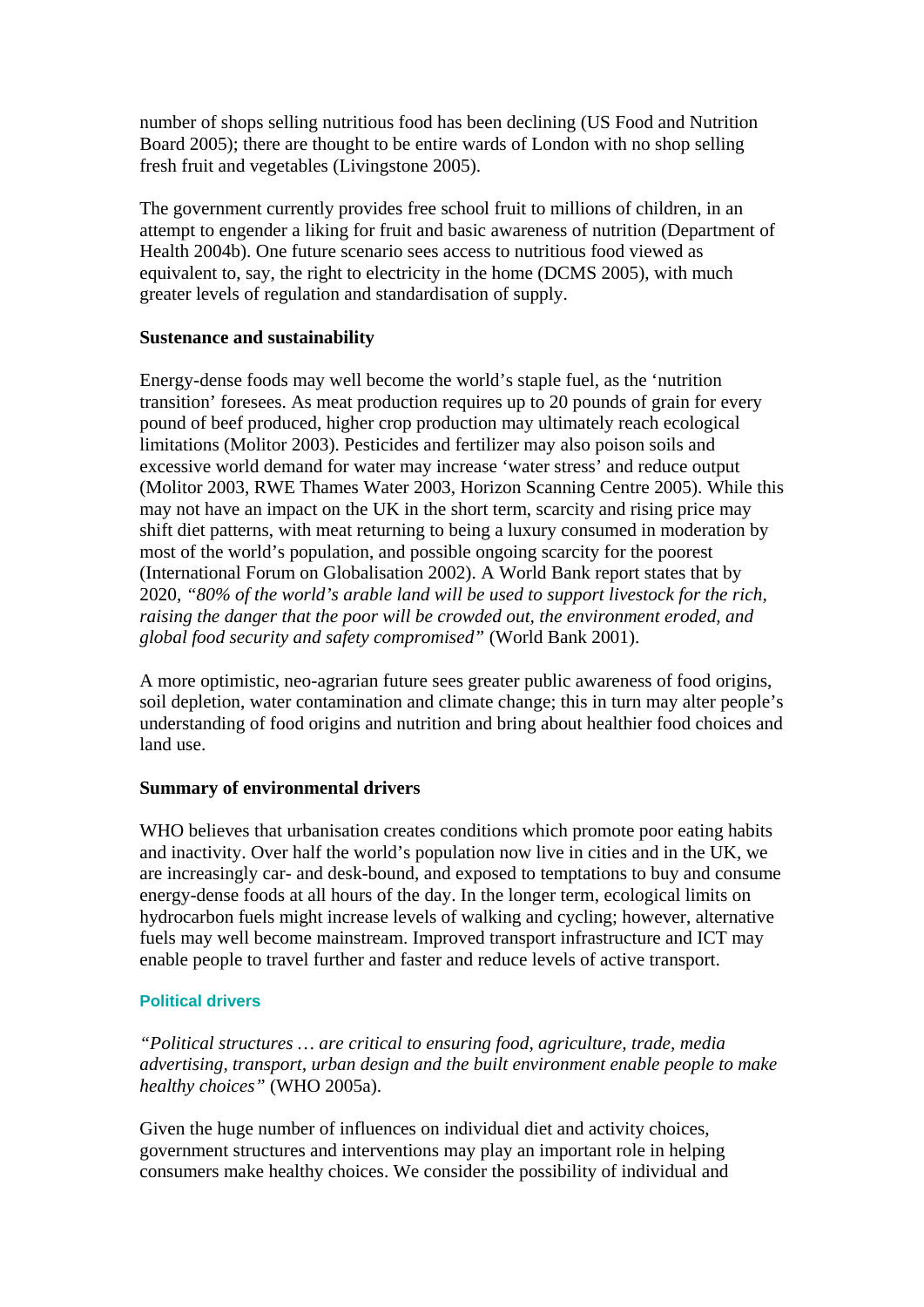number of shops selling nutritious food has been declining (US Food and Nutrition Board 2005); there are thought to be entire wards of London with no shop selling fresh fruit and vegetables (Livingstone 2005).

The government currently provides free school fruit to millions of children, in an attempt to engender a liking for fruit and basic awareness of nutrition (Department of Health 2004b). One future scenario sees access to nutritious food viewed as equivalent to, say, the right to electricity in the home (DCMS 2005), with much greater levels of regulation and standardisation of supply.

**Sustenance and sustainability**

Energy-dense foods may well become the world's staple fuel, as the 'nutrition transition' foresees. As meat production requires up to 20 pounds of grain for every pound of beef produced, higher crop production may ultimately reach ecological limitations (Molitor 2003). Pesticides and fertilizer may also poison soils and excessive world demand for water may increase 'water stress' and reduce output (Molitor 2003, RWE Thames Water 2003, Horizon Scanning Centre 2005). While this may not have an impact on the UK in the short term, scarcity and rising price may shift diet patterns, with meat returning to being a luxury consumed in moderation by most of the world's population, and possible ongoing scarcity for the poorest (International Forum on Globalisation 2002). A World Bank report states that by 2020, *"80% of the world's arable land will be used to support livestock for the rich, raising the danger that the poor will be crowded out, the environment eroded, and global food security and safety compromised"* (World Bank 2001).

A more optimistic, neo-agrarian future sees greater public awareness of food origins, soil depletion, water contamination and climate change; this in turn may alter people's understanding of food origins and nutrition and bring about healthier food choices and land use.

**Summary of environmental drivers**

WHO believes that urbanisation creates conditions which promote poor eating habits and inactivity. Over half the world's population now live in cities and in the UK, we are increasingly car- and desk-bound, and exposed to temptations to buy and consume energy-dense foods at all hours of the day. In the longer term, ecological limits on hydrocarbon fuels might increase levels of walking and cycling; however, alternative fuels may well become mainstream. Improved transport infrastructure and ICT may enable people to travel further and faster and reduce levels of active transport.

### Political drivers

*"Political structures … are critical to ensuring food, agriculture, trade, media advertising, transport, urban design and the built environment enable people to make healthy choices"* (WHO 2005a).

Given the huge number of influences on individual diet and activity choices, government structures and interventions may play an important role in helping consumers make healthy choices. We consider the possibility of individual and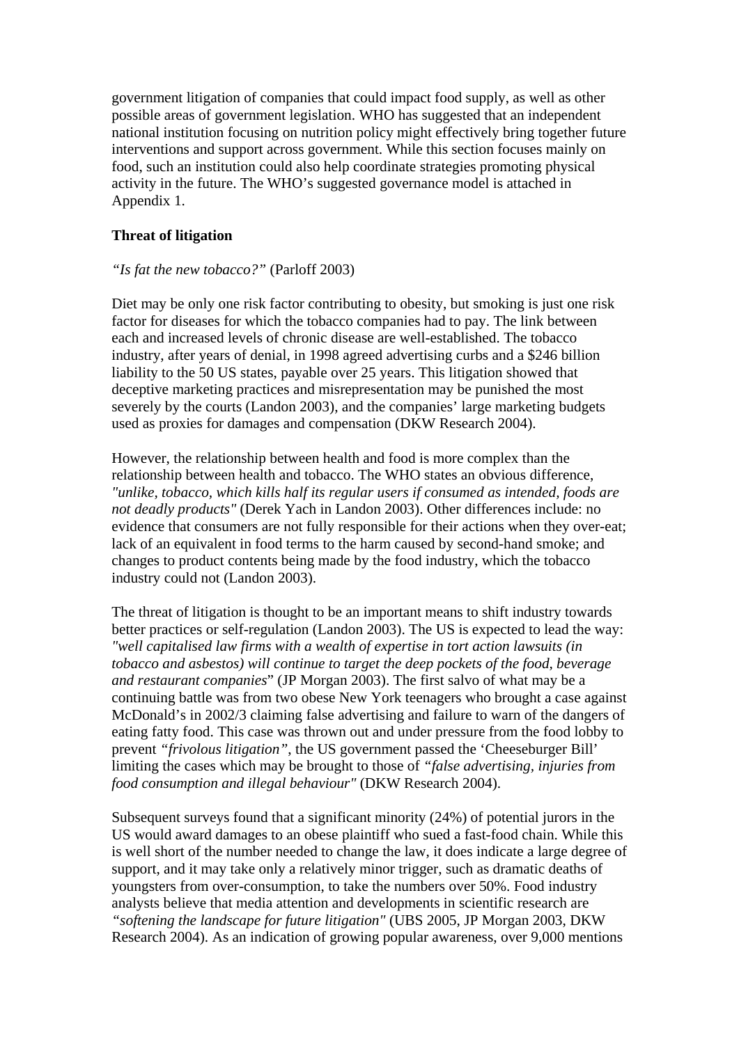government litigation of companies that could impact food supply, as well as other possible areas of government legislation. WHO has suggested that an independent national institution focusing on nutrition policy might effectively bring together future interventions and support across government. While this section focuses mainly on food, such an institution could also help coordinate strategies promoting physical activity in the future. The WHO's suggested governance model is attached in Appendix 1.

**Threat of litigation**

*"Is fat the new tobacco?"* (Parloff 2003)

Diet may be only one risk factor contributing to obesity, but smoking is just one risk factor for diseases for which the tobacco companies had to pay. The link between each and increased levels of chronic disease are well-established. The tobacco industry, after years of denial, in 1998 agreed advertising curbs and a $246 billion liability to the 50 US states, payable over 25 years. This litigation showed that deceptive marketing practices and misrepresentation may be punished the most severely by the courts (Landon 2003), and the companies' large marketing budgets used as proxies for damages and compensation (DKW Research 2004).

However, the relationship between health and food is more complex than the relationship between health and tobacco. The WHO states an obvious difference, *"unlike, tobacco, which kills half its regular users if consumed as intended, foods are not deadly products"* (Derek Yach in Landon 2003). Other differences include: no evidence that consumers are not fully responsible for their actions when they over-eat; lack of an equivalent in food terms to the harm caused by second-hand smoke; and changes to product contents being made by the food industry, which the tobacco industry could not (Landon 2003).

The threat of litigation is thought to be an important means to shift industry towards better practices or self-regulation (Landon 2003). The US is expected to lead the way: *"well capitalised law firms with a wealth of expertise in tort action lawsuits (in tobacco and asbestos) will continue to target the deep pockets of the food, beverage and restaurant companies*" (JP Morgan 2003). The first salvo of what may be a continuing battle was from two obese New York teenagers who brought a case against McDonald's in 2002/3 claiming false advertising and failure to warn of the dangers of eating fatty food. This case was thrown out and under pressure from the food lobby to prevent *"frivolous litigation"*, the US government passed the 'Cheeseburger Bill' limiting the cases which may be brought to those of *"false advertising, injuries from food consumption and illegal behaviour"* (DKW Research 2004).

Subsequent surveys found that a significant minority (24%) of potential jurors in the US would award damages to an obese plaintiff who sued a fast-food chain. While this is well short of the number needed to change the law, it does indicate a large degree of support, and it may take only a relatively minor trigger, such as dramatic deaths of youngsters from over-consumption, to take the numbers over 50%. Food industry analysts believe that media attention and developments in scientific research are *"softening the landscape for future litigation"* (UBS 2005, JP Morgan 2003, DKW Research 2004). As an indication of growing popular awareness, over 9,000 mentions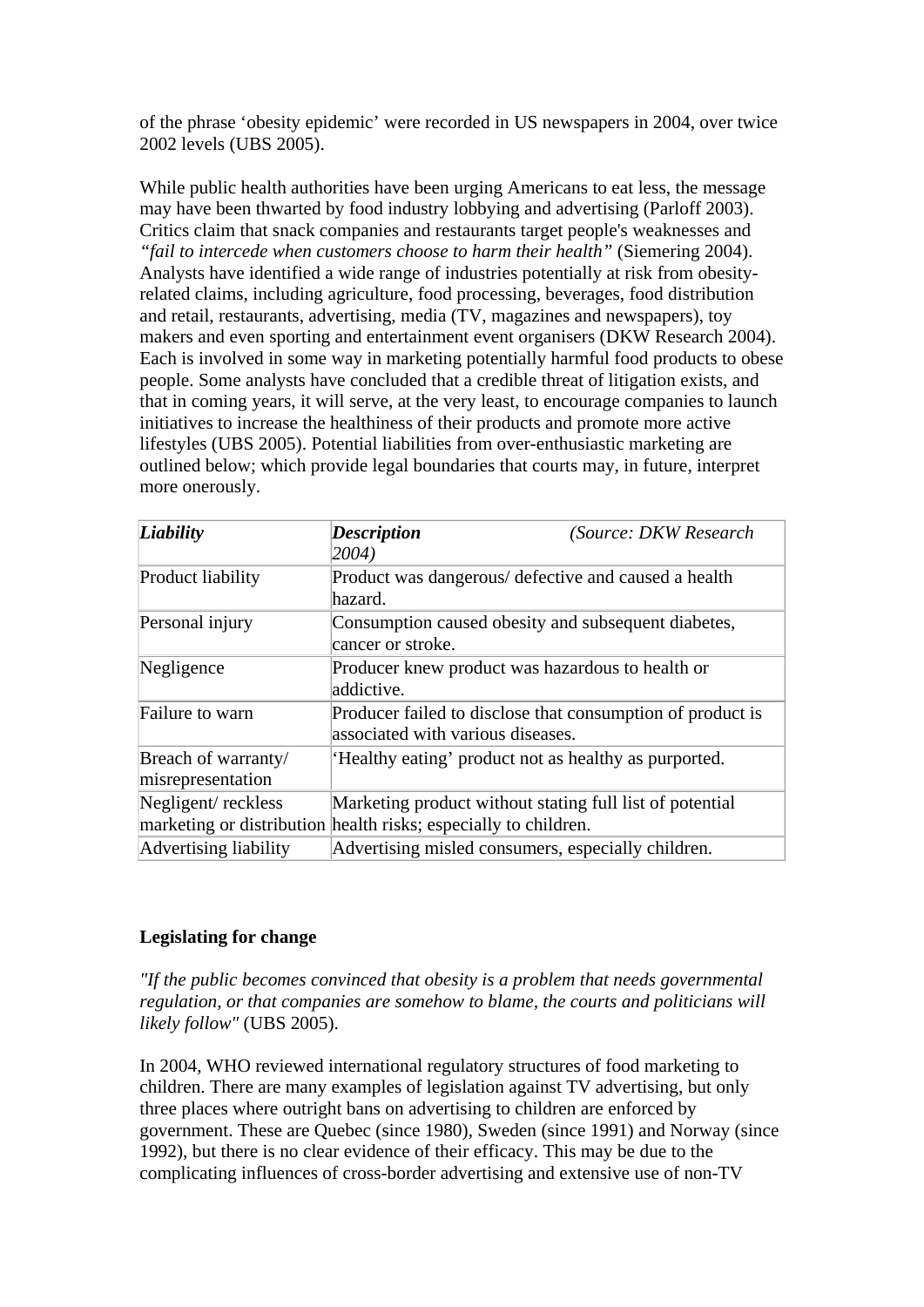of the phrase 'obesity epidemic' were recorded in US newspapers in 2004, over twice 2002 levels (UBS 2005).

While public health authorities have been urging Americans to eat less, the message may have been thwarted by food industry lobbying and advertising (Parloff 2003). Critics claim that snack companies and restaurants target people's weaknesses and *"fail to intercede when customers choose to harm their health"* (Siemering 2004). Analysts have identified a wide range of industries potentially at risk from obesity-related claims, including agriculture, food processing, beverages, food distribution and retail, restaurants, advertising, media (TV, magazines and newspapers), toy makers and even sporting and entertainment event organisers (DKW Research 2004). Each is involved in some way in marketing potentially harmful food products to obese people. Some analysts have concluded that a credible threat of litigation exists, and that in coming years, it will serve, at the very least, to encourage companies to launch initiatives to increase the healthiness of their products and promote more active lifestyles (UBS 2005). Potential liabilities from over-enthusiastic marketing are outlined below; which provide legal boundaries that courts may, in future, interpret more onerously.

| ***Liability*** | ***Description*** *(Source: DKW Research 2004)* |
|---|---|
| Product liability | Product was dangerous/ defective and caused a health hazard. |
| Personal injury | Consumption caused obesity and subsequent diabetes, cancer or stroke. |
| Negligence | Producer knew product was hazardous to health or addictive. |
| Failure to warn | Producer failed to disclose that consumption of product is associated with various diseases. |
| Breach of warranty/ misrepresentation | 'Healthy eating' product not as healthy as purported. |
| Negligent/ reckless marketing or distribution | Marketing product without stating full list of potential health risks; especially to children. |
| Advertising liability | Advertising misled consumers, especially children. |

**Legislating for change**

*"If the public becomes convinced that obesity is a problem that needs governmental regulation, or that companies are somehow to blame, the courts and politicians will likely follow"* (UBS 2005).

In 2004, WHO reviewed international regulatory structures of food marketing to children. There are many examples of legislation against TV advertising, but only three places where outright bans on advertising to children are enforced by government. These are Quebec (since 1980), Sweden (since 1991) and Norway (since 1992), but there is no clear evidence of their efficacy. This may be due to the complicating influences of cross-border advertising and extensive use of non-TV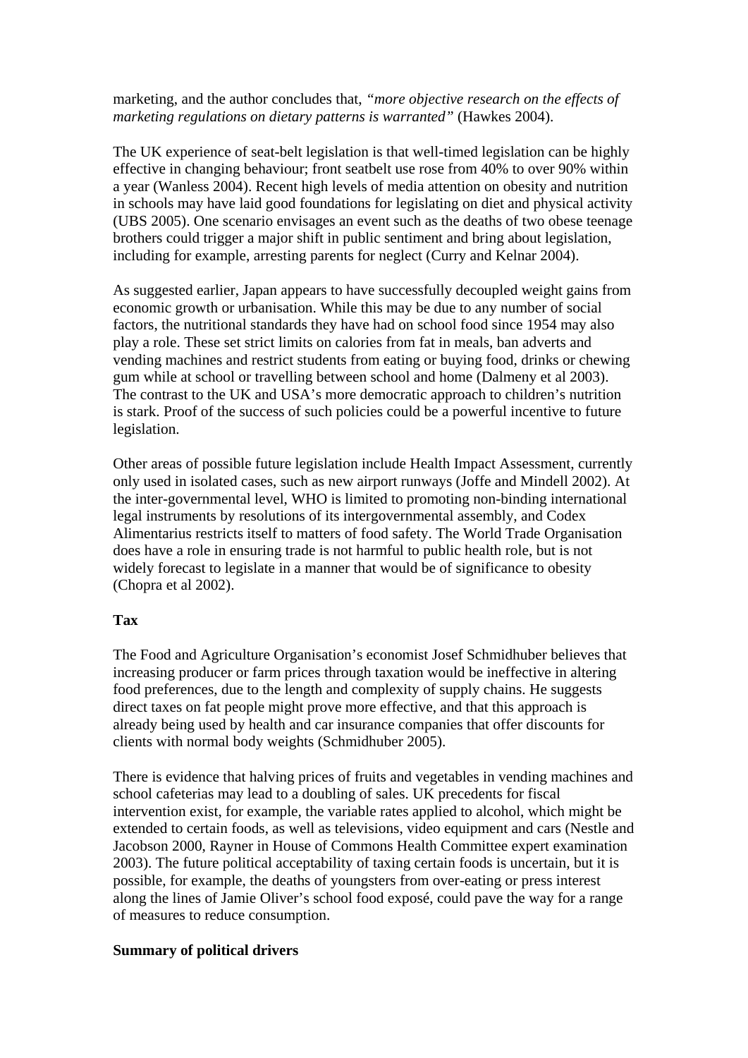marketing, and the author concludes that, *"more objective research on the effects of marketing regulations on dietary patterns is warranted"* (Hawkes 2004).

The UK experience of seat-belt legislation is that well-timed legislation can be highly effective in changing behaviour; front seatbelt use rose from 40% to over 90% within a year (Wanless 2004). Recent high levels of media attention on obesity and nutrition in schools may have laid good foundations for legislating on diet and physical activity (UBS 2005). One scenario envisages an event such as the deaths of two obese teenage brothers could trigger a major shift in public sentiment and bring about legislation, including for example, arresting parents for neglect (Curry and Kelnar 2004).

As suggested earlier, Japan appears to have successfully decoupled weight gains from economic growth or urbanisation. While this may be due to any number of social factors, the nutritional standards they have had on school food since 1954 may also play a role. These set strict limits on calories from fat in meals, ban adverts and vending machines and restrict students from eating or buying food, drinks or chewing gum while at school or travelling between school and home (Dalmeny et al 2003). The contrast to the UK and USA's more democratic approach to children's nutrition is stark. Proof of the success of such policies could be a powerful incentive to future legislation.

Other areas of possible future legislation include Health Impact Assessment, currently only used in isolated cases, such as new airport runways (Joffe and Mindell 2002). At the inter-governmental level, WHO is limited to promoting non-binding international legal instruments by resolutions of its intergovernmental assembly, and Codex Alimentarius restricts itself to matters of food safety. The World Trade Organisation does have a role in ensuring trade is not harmful to public health role, but is not widely forecast to legislate in a manner that would be of significance to obesity (Chopra et al 2002).

**Tax**

The Food and Agriculture Organisation's economist Josef Schmidhuber believes that increasing producer or farm prices through taxation would be ineffective in altering food preferences, due to the length and complexity of supply chains. He suggests direct taxes on fat people might prove more effective, and that this approach is already being used by health and car insurance companies that offer discounts for clients with normal body weights (Schmidhuber 2005).

There is evidence that halving prices of fruits and vegetables in vending machines and school cafeterias may lead to a doubling of sales. UK precedents for fiscal intervention exist, for example, the variable rates applied to alcohol, which might be extended to certain foods, as well as televisions, video equipment and cars (Nestle and Jacobson 2000, Rayner in House of Commons Health Committee expert examination 2003). The future political acceptability of taxing certain foods is uncertain, but it is possible, for example, the deaths of youngsters from over-eating or press interest along the lines of Jamie Oliver's school food exposé, could pave the way for a range of measures to reduce consumption.

**Summary of political drivers**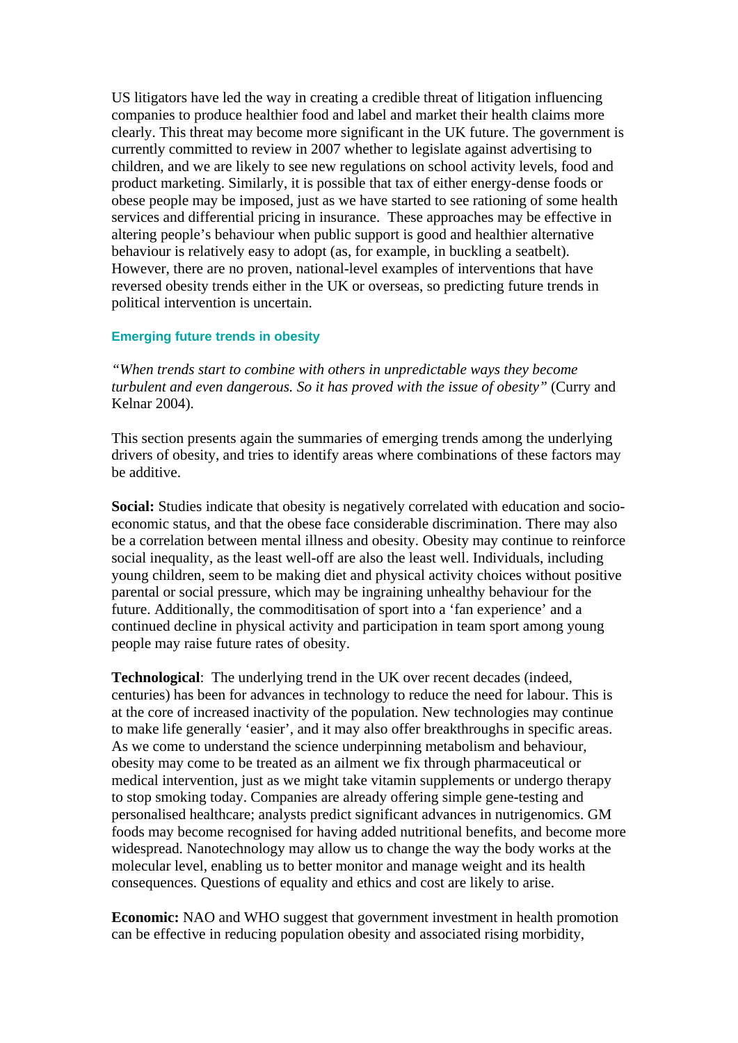US litigators have led the way in creating a credible threat of litigation influencing companies to produce healthier food and label and market their health claims more clearly. This threat may become more significant in the UK future. The government is currently committed to review in 2007 whether to legislate against advertising to children, and we are likely to see new regulations on school activity levels, food and product marketing. Similarly, it is possible that tax of either energy-dense foods or obese people may be imposed, just as we have started to see rationing of some health services and differential pricing in insurance. These approaches may be effective in altering people's behaviour when public support is good and healthier alternative behaviour is relatively easy to adopt (as, for example, in buckling a seatbelt). However, there are no proven, national-level examples of interventions that have reversed obesity trends either in the UK or overseas, so predicting future trends in political intervention is uncertain.

### Emerging future trends in obesity

*"When trends start to combine with others in unpredictable ways they become turbulent and even dangerous. So it has proved with the issue of obesity"* (Curry and Kelnar 2004).

This section presents again the summaries of emerging trends among the underlying drivers of obesity, and tries to identify areas where combinations of these factors may be additive.

**Social:** Studies indicate that obesity is negatively correlated with education and socio-economic status, and that the obese face considerable discrimination. There may also be a correlation between mental illness and obesity. Obesity may continue to reinforce social inequality, as the least well-off are also the least well. Individuals, including young children, seem to be making diet and physical activity choices without positive parental or social pressure, which may be ingraining unhealthy behaviour for the future. Additionally, the commoditisation of sport into a 'fan experience' and a continued decline in physical activity and participation in team sport among young people may raise future rates of obesity.

**Technological**: The underlying trend in the UK over recent decades (indeed, centuries) has been for advances in technology to reduce the need for labour. This is at the core of increased inactivity of the population. New technologies may continue to make life generally 'easier', and it may also offer breakthroughs in specific areas. As we come to understand the science underpinning metabolism and behaviour, obesity may come to be treated as an ailment we fix through pharmaceutical or medical intervention, just as we might take vitamin supplements or undergo therapy to stop smoking today. Companies are already offering simple gene-testing and personalised healthcare; analysts predict significant advances in nutrigenomics. GM foods may become recognised for having added nutritional benefits, and become more widespread. Nanotechnology may allow us to change the way the body works at the molecular level, enabling us to better monitor and manage weight and its health consequences. Questions of equality and ethics and cost are likely to arise.

**Economic:** NAO and WHO suggest that government investment in health promotion can be effective in reducing population obesity and associated rising morbidity,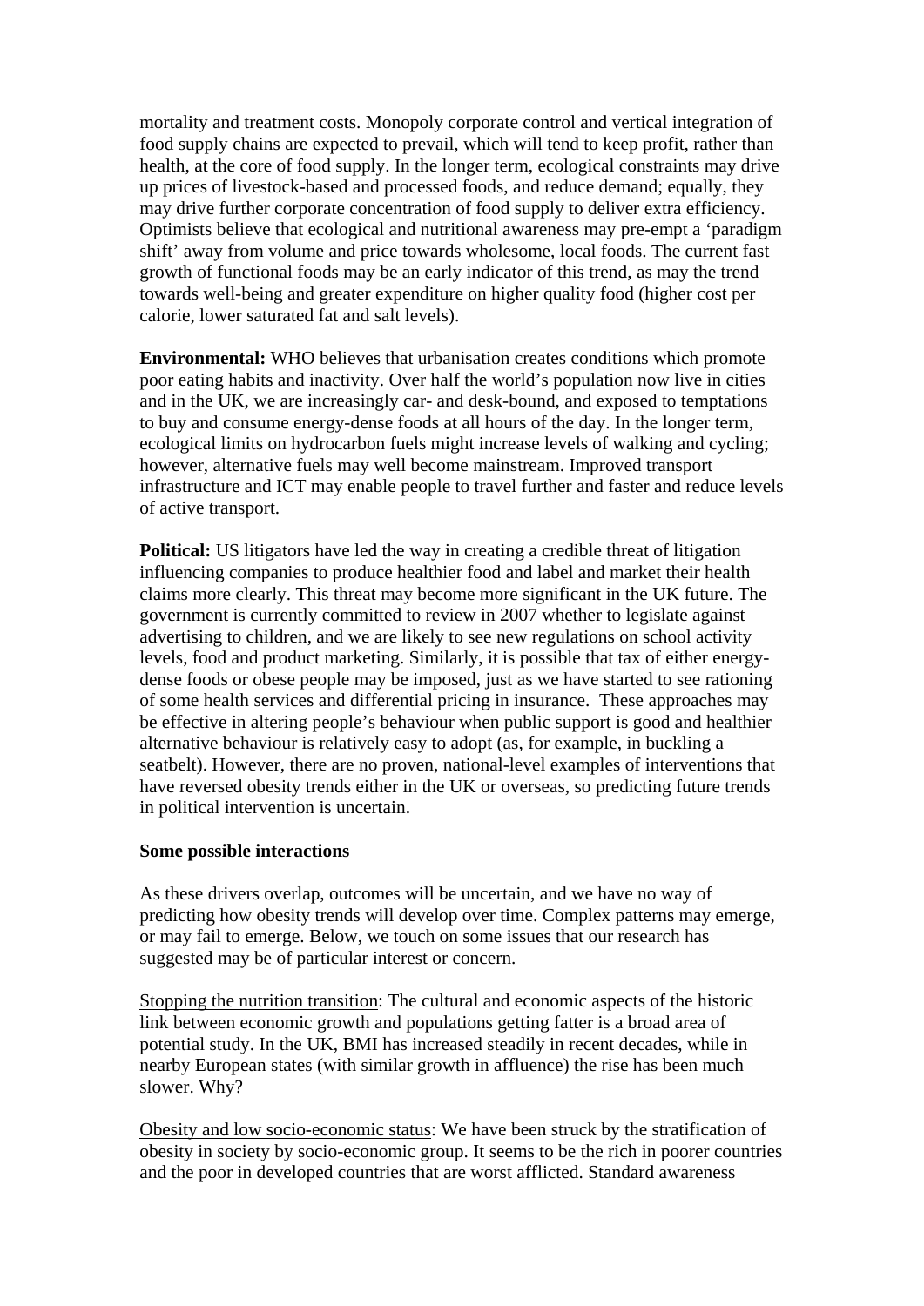mortality and treatment costs. Monopoly corporate control and vertical integration of food supply chains are expected to prevail, which will tend to keep profit, rather than health, at the core of food supply. In the longer term, ecological constraints may drive up prices of livestock-based and processed foods, and reduce demand; equally, they may drive further corporate concentration of food supply to deliver extra efficiency. Optimists believe that ecological and nutritional awareness may pre-empt a 'paradigm shift' away from volume and price towards wholesome, local foods. The current fast growth of functional foods may be an early indicator of this trend, as may the trend towards well-being and greater expenditure on higher quality food (higher cost per calorie, lower saturated fat and salt levels).

**Environmental:** WHO believes that urbanisation creates conditions which promote poor eating habits and inactivity. Over half the world's population now live in cities and in the UK, we are increasingly car- and desk-bound, and exposed to temptations to buy and consume energy-dense foods at all hours of the day. In the longer term, ecological limits on hydrocarbon fuels might increase levels of walking and cycling; however, alternative fuels may well become mainstream. Improved transport infrastructure and ICT may enable people to travel further and faster and reduce levels of active transport.

**Political:** US litigators have led the way in creating a credible threat of litigation influencing companies to produce healthier food and label and market their health claims more clearly. This threat may become more significant in the UK future. The government is currently committed to review in 2007 whether to legislate against advertising to children, and we are likely to see new regulations on school activity levels, food and product marketing. Similarly, it is possible that tax of either energy-dense foods or obese people may be imposed, just as we have started to see rationing of some health services and differential pricing in insurance. These approaches may be effective in altering people's behaviour when public support is good and healthier alternative behaviour is relatively easy to adopt (as, for example, in buckling a seatbelt). However, there are no proven, national-level examples of interventions that have reversed obesity trends either in the UK or overseas, so predicting future trends in political intervention is uncertain.

**Some possible interactions**

As these drivers overlap, outcomes will be uncertain, and we have no way of predicting how obesity trends will develop over time. Complex patterns may emerge, or may fail to emerge. Below, we touch on some issues that our research has suggested may be of particular interest or concern.

Stopping the nutrition transition: The cultural and economic aspects of the historic link between economic growth and populations getting fatter is a broad area of potential study. In the UK, BMI has increased steadily in recent decades, while in nearby European states (with similar growth in affluence) the rise has been much slower. Why?

Obesity and low socio-economic status: We have been struck by the stratification of obesity in society by socio-economic group. It seems to be the rich in poorer countries and the poor in developed countries that are worst afflicted. Standard awareness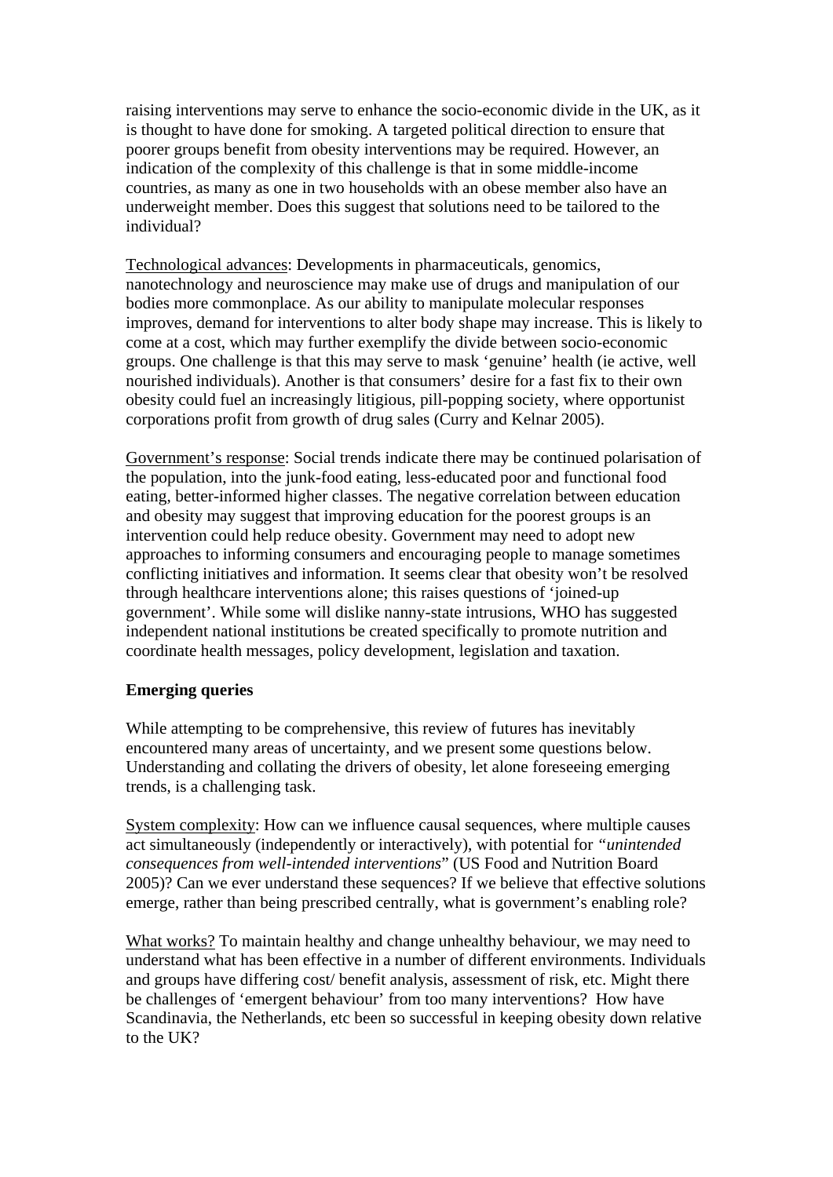raising interventions may serve to enhance the socio-economic divide in the UK, as it is thought to have done for smoking. A targeted political direction to ensure that poorer groups benefit from obesity interventions may be required. However, an indication of the complexity of this challenge is that in some middle-income countries, as many as one in two households with an obese member also have an underweight member. Does this suggest that solutions need to be tailored to the individual?

Technological advances: Developments in pharmaceuticals, genomics, nanotechnology and neuroscience may make use of drugs and manipulation of our bodies more commonplace. As our ability to manipulate molecular responses improves, demand for interventions to alter body shape may increase. This is likely to come at a cost, which may further exemplify the divide between socio-economic groups. One challenge is that this may serve to mask 'genuine' health (ie active, well nourished individuals). Another is that consumers' desire for a fast fix to their own obesity could fuel an increasingly litigious, pill-popping society, where opportunist corporations profit from growth of drug sales (Curry and Kelnar 2005).

Government's response: Social trends indicate there may be continued polarisation of the population, into the junk-food eating, less-educated poor and functional food eating, better-informed higher classes. The negative correlation between education and obesity may suggest that improving education for the poorest groups is an intervention could help reduce obesity. Government may need to adopt new approaches to informing consumers and encouraging people to manage sometimes conflicting initiatives and information. It seems clear that obesity won't be resolved through healthcare interventions alone; this raises questions of 'joined-up government'. While some will dislike nanny-state intrusions, WHO has suggested independent national institutions be created specifically to promote nutrition and coordinate health messages, policy development, legislation and taxation.

**Emerging queries**

While attempting to be comprehensive, this review of futures has inevitably encountered many areas of uncertainty, and we present some questions below. Understanding and collating the drivers of obesity, let alone foreseeing emerging trends, is a challenging task.

System complexity: How can we influence causal sequences, where multiple causes act simultaneously (independently or interactively), with potential for *"unintended consequences from well-intended interventions*" (US Food and Nutrition Board 2005)? Can we ever understand these sequences? If we believe that effective solutions emerge, rather than being prescribed centrally, what is government's enabling role?

What works? To maintain healthy and change unhealthy behaviour, we may need to understand what has been effective in a number of different environments. Individuals and groups have differing cost/ benefit analysis, assessment of risk, etc. Might there be challenges of 'emergent behaviour' from too many interventions? How have Scandinavia, the Netherlands, etc been so successful in keeping obesity down relative to the UK?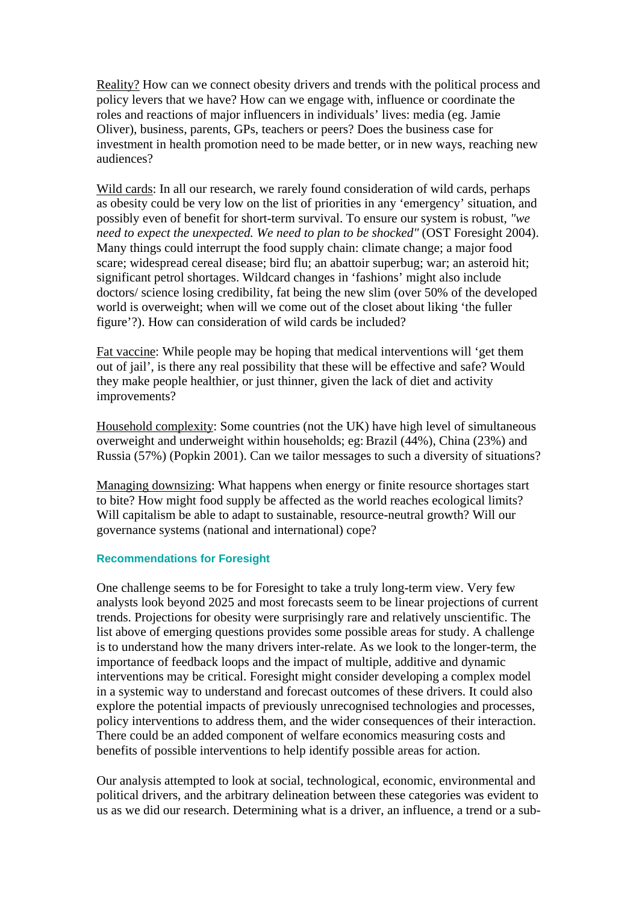Reality? How can we connect obesity drivers and trends with the political process and policy levers that we have? How can we engage with, influence or coordinate the roles and reactions of major influencers in individuals' lives: media (eg. Jamie Oliver), business, parents, GPs, teachers or peers? Does the business case for investment in health promotion need to be made better, or in new ways, reaching new audiences?

Wild cards: In all our research, we rarely found consideration of wild cards, perhaps as obesity could be very low on the list of priorities in any 'emergency' situation, and possibly even of benefit for short-term survival. To ensure our system is robust, *"we need to expect the unexpected. We need to plan to be shocked"* (OST Foresight 2004). Many things could interrupt the food supply chain: climate change; a major food scare; widespread cereal disease; bird flu; an abattoir superbug; war; an asteroid hit; significant petrol shortages. Wildcard changes in 'fashions' might also include doctors/ science losing credibility, fat being the new slim (over 50% of the developed world is overweight; when will we come out of the closet about liking 'the fuller figure'?). How can consideration of wild cards be included?

Fat vaccine: While people may be hoping that medical interventions will 'get them out of jail', is there any real possibility that these will be effective and safe? Would they make people healthier, or just thinner, given the lack of diet and activity improvements?

Household complexity: Some countries (not the UK) have high level of simultaneous overweight and underweight within households; eg: Brazil (44%), China (23%) and Russia (57%) (Popkin 2001). Can we tailor messages to such a diversity of situations?

Managing downsizing: What happens when energy or finite resource shortages start to bite? How might food supply be affected as the world reaches ecological limits? Will capitalism be able to adapt to sustainable, resource-neutral growth? Will our governance systems (national and international) cope?

### Recommendations for Foresight

One challenge seems to be for Foresight to take a truly long-term view. Very few analysts look beyond 2025 and most forecasts seem to be linear projections of current trends. Projections for obesity were surprisingly rare and relatively unscientific. The list above of emerging questions provides some possible areas for study. A challenge is to understand how the many drivers inter-relate. As we look to the longer-term, the importance of feedback loops and the impact of multiple, additive and dynamic interventions may be critical. Foresight might consider developing a complex model in a systemic way to understand and forecast outcomes of these drivers. It could also explore the potential impacts of previously unrecognised technologies and processes, policy interventions to address them, and the wider consequences of their interaction. There could be an added component of welfare economics measuring costs and benefits of possible interventions to help identify possible areas for action.

Our analysis attempted to look at social, technological, economic, environmental and political drivers, and the arbitrary delineation between these categories was evident to us as we did our research. Determining what is a driver, an influence, a trend or a sub-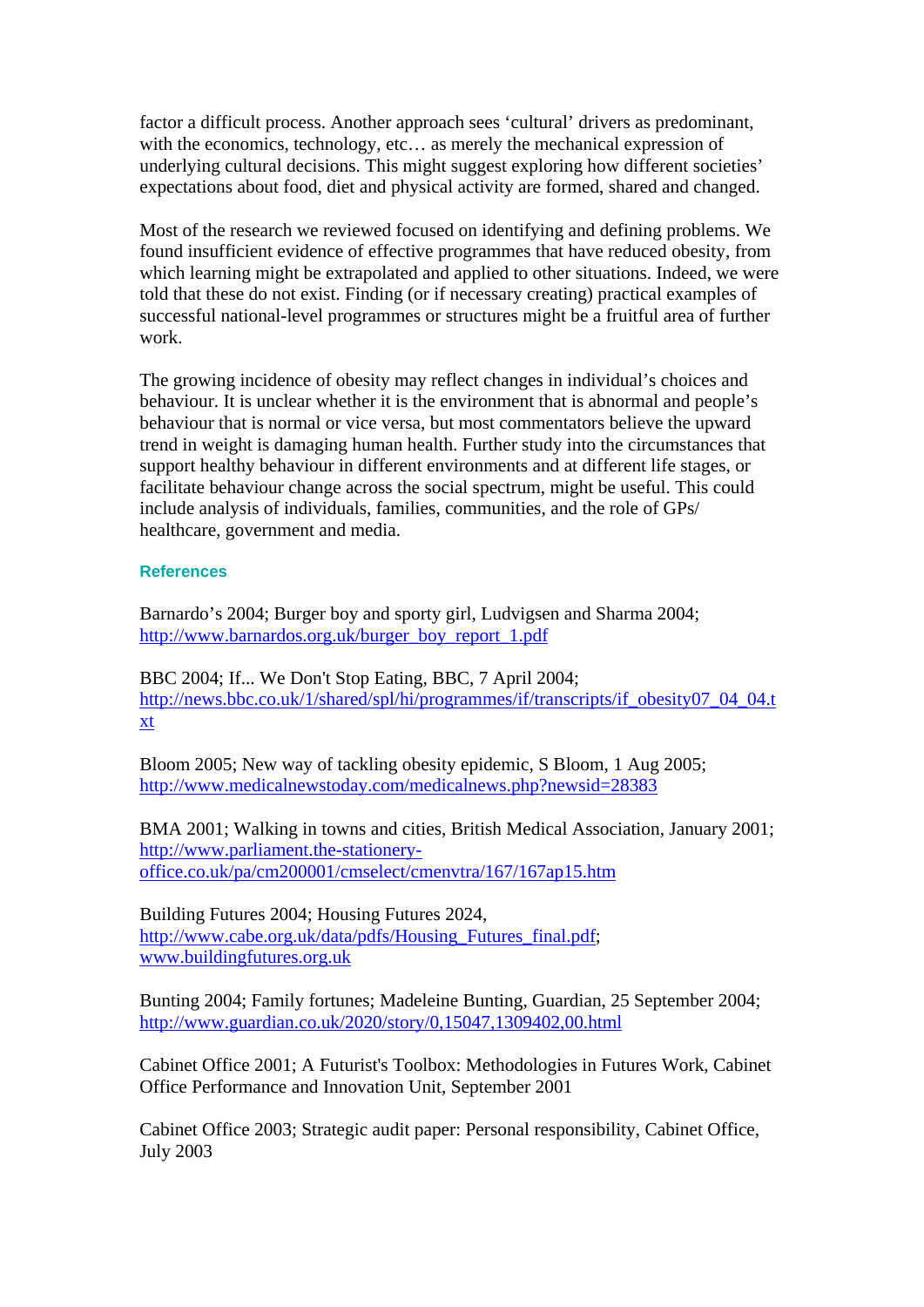factor a difficult process. Another approach sees 'cultural' drivers as predominant, with the economics, technology, etc… as merely the mechanical expression of underlying cultural decisions. This might suggest exploring how different societies' expectations about food, diet and physical activity are formed, shared and changed.

Most of the research we reviewed focused on identifying and defining problems. We found insufficient evidence of effective programmes that have reduced obesity, from which learning might be extrapolated and applied to other situations. Indeed, we were told that these do not exist. Finding (or if necessary creating) practical examples of successful national-level programmes or structures might be a fruitful area of further work.

The growing incidence of obesity may reflect changes in individual's choices and behaviour. It is unclear whether it is the environment that is abnormal and people's behaviour that is normal or vice versa, but most commentators believe the upward trend in weight is damaging human health. Further study into the circumstances that support healthy behaviour in different environments and at different life stages, or facilitate behaviour change across the social spectrum, might be useful. This could include analysis of individuals, families, communities, and the role of GPs/ healthcare, government and media.

### References

Barnardo's 2004; Burger boy and sporty girl, Ludvigsen and Sharma 2004; http://www.barnardos.org.uk/burger_boy_report_1.pdf

BBC 2004; If... We Don't Stop Eating, BBC, 7 April 2004; http://news.bbc.co.uk/1/shared/spl/hi/programmes/if/transcripts/if_obesity07_04_04.txt

Bloom 2005; New way of tackling obesity epidemic, S Bloom, 1 Aug 2005; http://www.medicalnewstoday.com/medicalnews.php?newsid=28383

BMA 2001; Walking in towns and cities, British Medical Association, January 2001; http://www.parliament.the-stationery-office.co.uk/pa/cm200001/cmselect/cmenvtra/167/167ap15.htm

Building Futures 2004; Housing Futures 2024, http://www.cabe.org.uk/data/pdfs/Housing_Futures_final.pdf; www.buildingfutures.org.uk

Bunting 2004; Family fortunes; Madeleine Bunting, Guardian, 25 September 2004; http://www.guardian.co.uk/2020/story/0,15047,1309402,00.html

Cabinet Office 2001; A Futurist's Toolbox: Methodologies in Futures Work, Cabinet Office Performance and Innovation Unit, September 2001

Cabinet Office 2003; Strategic audit paper: Personal responsibility, Cabinet Office, July 2003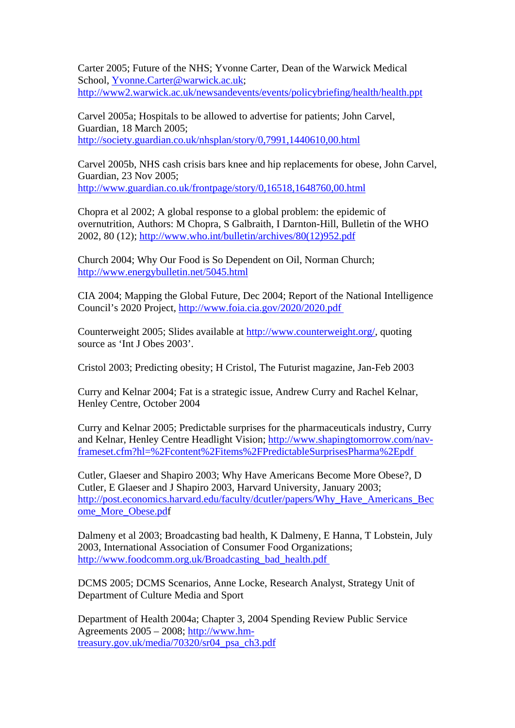Carter 2005; Future of the NHS; Yvonne Carter, Dean of the Warwick Medical School, Yvonne.Carter@warwick.ac.uk; http://www2.warwick.ac.uk/newsandevents/events/policybriefing/health/health.ppt

Carvel 2005a; Hospitals to be allowed to advertise for patients; John Carvel, Guardian, 18 March 2005; http://society.guardian.co.uk/nhsplan/story/0,7991,1440610,00.html

Carvel 2005b, NHS cash crisis bars knee and hip replacements for obese, John Carvel, Guardian, 23 Nov 2005; http://www.guardian.co.uk/frontpage/story/0,16518,1648760,00.html

Chopra et al 2002; A global response to a global problem: the epidemic of overnutrition, Authors: M Chopra, S Galbraith, I Darnton-Hill, Bulletin of the WHO 2002, 80 (12); http://www.who.int/bulletin/archives/80(12)952.pdf

Church 2004; Why Our Food is So Dependent on Oil, Norman Church; http://www.energybulletin.net/5045.html

CIA 2004; Mapping the Global Future, Dec 2004; Report of the National Intelligence Council's 2020 Project, http://www.foia.cia.gov/2020/2020.pdf

Counterweight 2005; Slides available at http://www.counterweight.org/, quoting source as 'Int J Obes 2003'.

Cristol 2003; Predicting obesity; H Cristol, The Futurist magazine, Jan-Feb 2003

Curry and Kelnar 2004; Fat is a strategic issue, Andrew Curry and Rachel Kelnar, Henley Centre, October 2004

Curry and Kelnar 2005; Predictable surprises for the pharmaceuticals industry, Curry and Kelnar, Henley Centre Headlight Vision; http://www.shapingtomorrow.com/nav-frameset.cfm?hl=%2Fcontent%2Fitems%2FPredictableSurprisesPharma%2Epdf

Cutler, Glaeser and Shapiro 2003; Why Have Americans Become More Obese?, D Cutler, E Glaeser and J Shapiro 2003, Harvard University, January 2003; http://post.economics.harvard.edu/faculty/dcutler/papers/Why_Have_Americans_Become_More_Obese.pdf

Dalmeny et al 2003; Broadcasting bad health, K Dalmeny, E Hanna, T Lobstein, July 2003, International Association of Consumer Food Organizations; http://www.foodcomm.org.uk/Broadcasting_bad_health.pdf

DCMS 2005; DCMS Scenarios, Anne Locke, Research Analyst, Strategy Unit of Department of Culture Media and Sport

Department of Health 2004a; Chapter 3, 2004 Spending Review Public Service Agreements 2005 – 2008; http://www.hm-treasury.gov.uk/media/70320/sr04_psa_ch3.pdf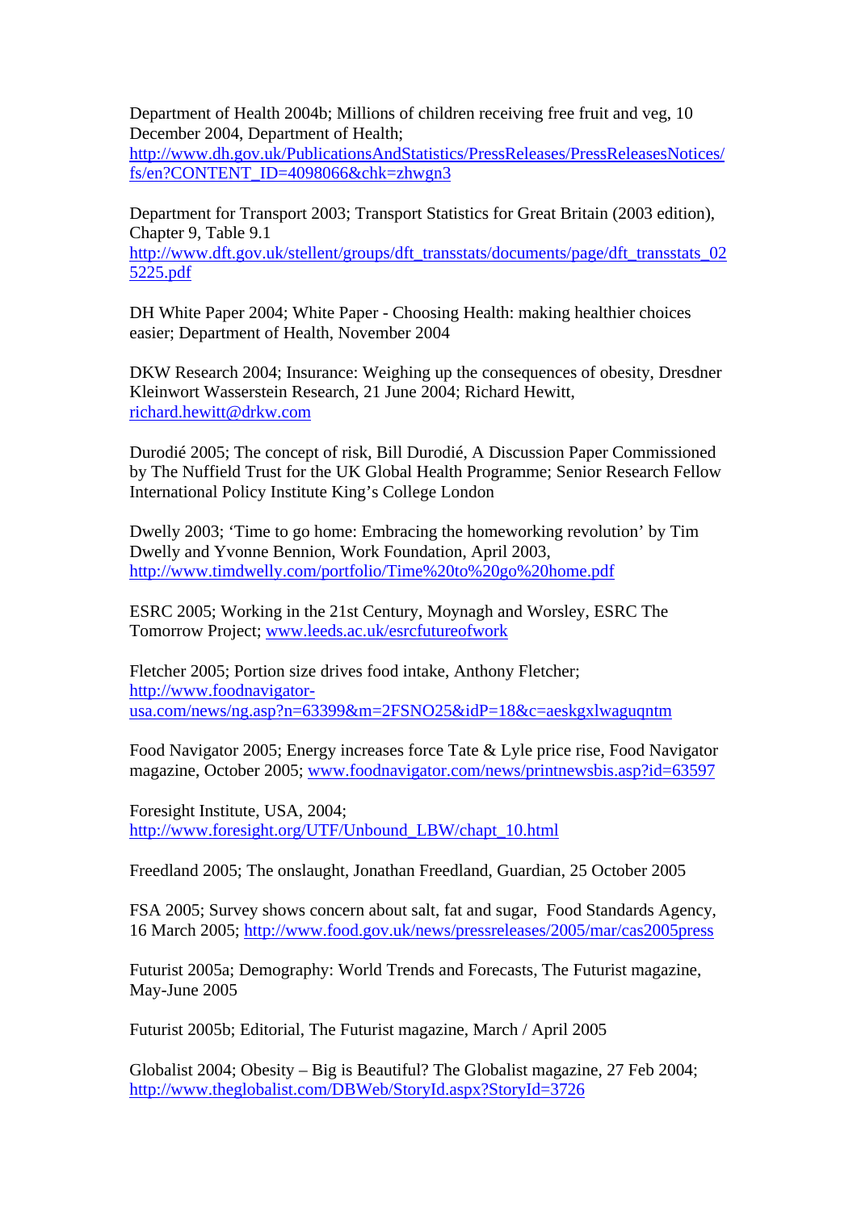Department of Health 2004b; Millions of children receiving free fruit and veg, 10 December 2004, Department of Health; http://www.dh.gov.uk/PublicationsAndStatistics/PressReleases/PressReleasesNotices/fs/en?CONTENT_ID=4098066&chk=zhwgn3

Department for Transport 2003; Transport Statistics for Great Britain (2003 edition), Chapter 9, Table 9.1 http://www.dft.gov.uk/stellent/groups/dft_transstats/documents/page/dft_transstats_025225.pdf

DH White Paper 2004; White Paper - Choosing Health: making healthier choices easier; Department of Health, November 2004

DKW Research 2004; Insurance: Weighing up the consequences of obesity, Dresdner Kleinwort Wasserstein Research, 21 June 2004; Richard Hewitt, richard.hewitt@drkw.com

Durodié 2005; The concept of risk, Bill Durodié, A Discussion Paper Commissioned by The Nuffield Trust for the UK Global Health Programme; Senior Research Fellow International Policy Institute King's College London

Dwelly 2003; 'Time to go home: Embracing the homeworking revolution' by Tim Dwelly and Yvonne Bennion, Work Foundation, April 2003, http://www.timdwelly.com/portfolio/Time%20to%20go%20home.pdf

ESRC 2005; Working in the 21st Century, Moynagh and Worsley, ESRC The Tomorrow Project; www.leeds.ac.uk/esrcfutureofwork

Fletcher 2005; Portion size drives food intake, Anthony Fletcher; http://www.foodnavigator-usa.com/news/ng.asp?n=63399&m=2FSNO25&idP=18&c=aeskgxlwaguqntm

Food Navigator 2005; Energy increases force Tate & Lyle price rise, Food Navigator magazine, October 2005; www.foodnavigator.com/news/printnewsbis.asp?id=63597

Foresight Institute, USA, 2004; http://www.foresight.org/UTF/Unbound_LBW/chapt_10.html

Freedland 2005; The onslaught, Jonathan Freedland, Guardian, 25 October 2005

FSA 2005; Survey shows concern about salt, fat and sugar, Food Standards Agency, 16 March 2005; http://www.food.gov.uk/news/pressreleases/2005/mar/cas2005press

Futurist 2005a; Demography: World Trends and Forecasts, The Futurist magazine, May-June 2005

Futurist 2005b; Editorial, The Futurist magazine, March / April 2005

Globalist 2004; Obesity – Big is Beautiful? The Globalist magazine, 27 Feb 2004; http://www.theglobalist.com/DBWeb/StoryId.aspx?StoryId=3726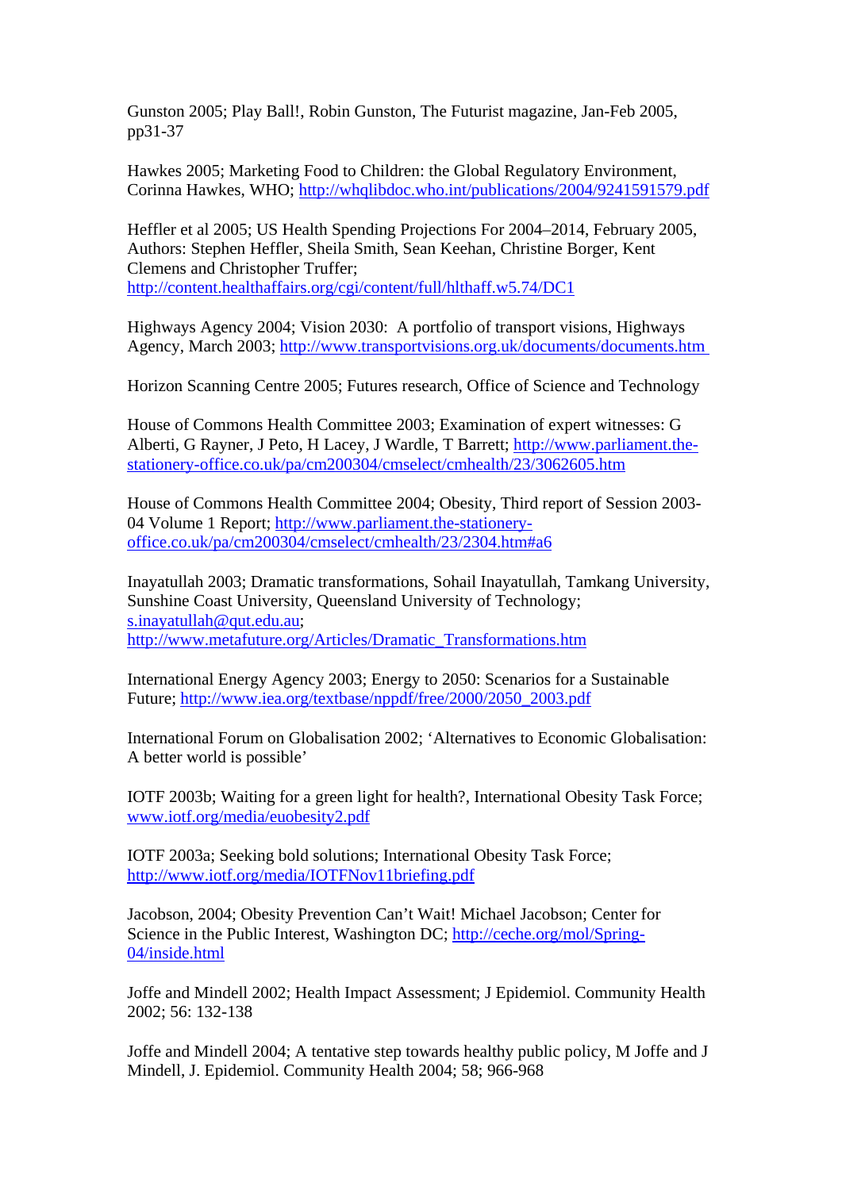Gunston 2005; Play Ball!, Robin Gunston, The Futurist magazine, Jan-Feb 2005, pp31-37

Hawkes 2005; Marketing Food to Children: the Global Regulatory Environment, Corinna Hawkes, WHO; http://whqlibdoc.who.int/publications/2004/9241591579.pdf

Heffler et al 2005; US Health Spending Projections For 2004–2014, February 2005, Authors: Stephen Heffler, Sheila Smith, Sean Keehan, Christine Borger, Kent Clemens and Christopher Truffer; http://content.healthaffairs.org/cgi/content/full/hlthaff.w5.74/DC1

Highways Agency 2004; Vision 2030: A portfolio of transport visions, Highways Agency, March 2003; http://www.transportvisions.org.uk/documents/documents.htm

Horizon Scanning Centre 2005; Futures research, Office of Science and Technology

House of Commons Health Committee 2003; Examination of expert witnesses: G Alberti, G Rayner, J Peto, H Lacey, J Wardle, T Barrett; http://www.parliament.the-stationery-office.co.uk/pa/cm200304/cmselect/cmhealth/23/3062605.htm

House of Commons Health Committee 2004; Obesity, Third report of Session 2003-04 Volume 1 Report; http://www.parliament.the-stationery-office.co.uk/pa/cm200304/cmselect/cmhealth/23/2304.htm#a6

Inayatullah 2003; Dramatic transformations, Sohail Inayatullah, Tamkang University, Sunshine Coast University, Queensland University of Technology; s.inayatullah@qut.edu.au; http://www.metafuture.org/Articles/Dramatic_Transformations.htm

International Energy Agency 2003; Energy to 2050: Scenarios for a Sustainable Future; http://www.iea.org/textbase/nppdf/free/2000/2050_2003.pdf

International Forum on Globalisation 2002; 'Alternatives to Economic Globalisation: A better world is possible'

IOTF 2003b; Waiting for a green light for health?, International Obesity Task Force; www.iotf.org/media/euobesity2.pdf

IOTF 2003a; Seeking bold solutions; International Obesity Task Force; http://www.iotf.org/media/IOTFNov11briefing.pdf

Jacobson, 2004; Obesity Prevention Can't Wait! Michael Jacobson; Center for Science in the Public Interest, Washington DC; http://ceche.org/mol/Spring-04/inside.html

Joffe and Mindell 2002; Health Impact Assessment; J Epidemiol. Community Health 2002; 56: 132-138

Joffe and Mindell 2004; A tentative step towards healthy public policy, M Joffe and J Mindell, J. Epidemiol. Community Health 2004; 58; 966-968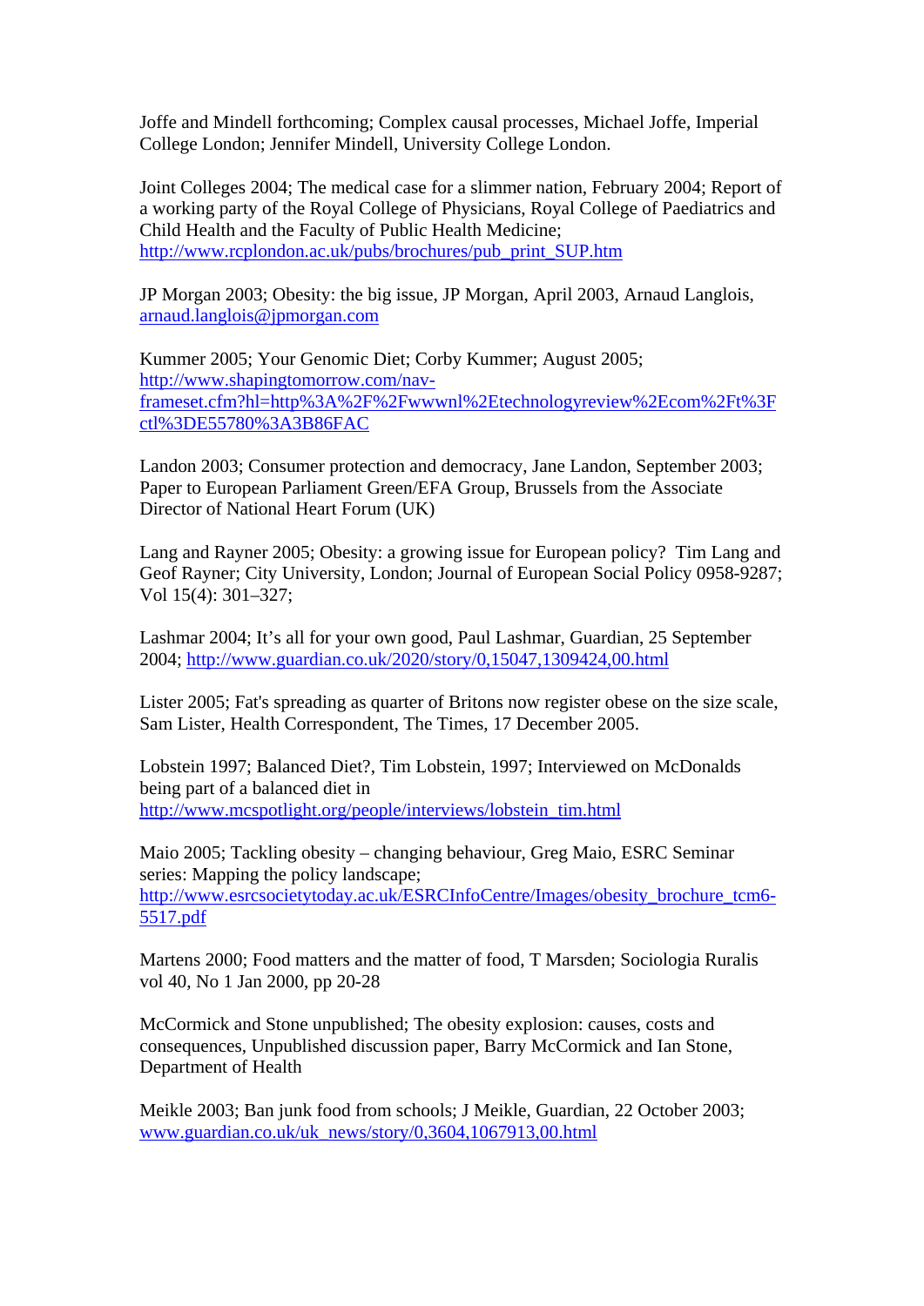Joffe and Mindell forthcoming; Complex causal processes, Michael Joffe, Imperial College London; Jennifer Mindell, University College London.

Joint Colleges 2004; The medical case for a slimmer nation, February 2004; Report of a working party of the Royal College of Physicians, Royal College of Paediatrics and Child Health and the Faculty of Public Health Medicine; http://www.rcplondon.ac.uk/pubs/brochures/pub_print_SUP.htm

JP Morgan 2003; Obesity: the big issue, JP Morgan, April 2003, Arnaud Langlois, arnaud.langlois@jpmorgan.com

Kummer 2005; Your Genomic Diet; Corby Kummer; August 2005; http://www.shapingtomorrow.com/nav-frameset.cfm?hl=http%3A%2F%2Fwwwnl%2Etechnologyreview%2Ecom%2Ft%3Fctl%3DE55780%3A3B86FAC

Landon 2003; Consumer protection and democracy, Jane Landon, September 2003; Paper to European Parliament Green/EFA Group, Brussels from the Associate Director of National Heart Forum (UK)

Lang and Rayner 2005; Obesity: a growing issue for European policy? Tim Lang and Geof Rayner; City University, London; Journal of European Social Policy 0958-9287; Vol 15(4): 301–327;

Lashmar 2004; It's all for your own good, Paul Lashmar, Guardian, 25 September 2004; http://www.guardian.co.uk/2020/story/0,15047,1309424,00.html

Lister 2005; Fat's spreading as quarter of Britons now register obese on the size scale, Sam Lister, Health Correspondent, The Times, 17 December 2005.

Lobstein 1997; Balanced Diet?, Tim Lobstein, 1997; Interviewed on McDonalds being part of a balanced diet in http://www.mcspotlight.org/people/interviews/lobstein_tim.html

Maio 2005; Tackling obesity – changing behaviour, Greg Maio, ESRC Seminar series: Mapping the policy landscape; http://www.esrcsocietytoday.ac.uk/ESRCInfoCentre/Images/obesity_brochure_tcm6-5517.pdf

Martens 2000; Food matters and the matter of food, T Marsden; Sociologia Ruralis vol 40, No 1 Jan 2000, pp 20-28

McCormick and Stone unpublished; The obesity explosion: causes, costs and consequences, Unpublished discussion paper, Barry McCormick and Ian Stone, Department of Health

Meikle 2003; Ban junk food from schools; J Meikle, Guardian, 22 October 2003; www.guardian.co.uk/uk_news/story/0,3604,1067913,00.html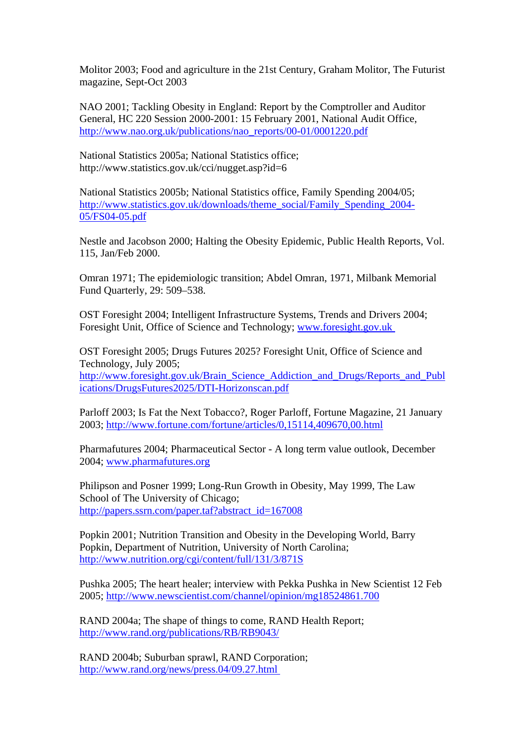Molitor 2003; Food and agriculture in the 21st Century, Graham Molitor, The Futurist magazine, Sept-Oct 2003

NAO 2001; Tackling Obesity in England: Report by the Comptroller and Auditor General, HC 220 Session 2000-2001: 15 February 2001, National Audit Office, http://www.nao.org.uk/publications/nao_reports/00-01/0001220.pdf

National Statistics 2005a; National Statistics office; http://www.statistics.gov.uk/cci/nugget.asp?id=6

National Statistics 2005b; National Statistics office, Family Spending 2004/05; http://www.statistics.gov.uk/downloads/theme_social/Family_Spending_2004-05/FS04-05.pdf

Nestle and Jacobson 2000; Halting the Obesity Epidemic, Public Health Reports, Vol. 115, Jan/Feb 2000.

Omran 1971; The epidemiologic transition; Abdel Omran, 1971, Milbank Memorial Fund Quarterly, 29: 509–538.

OST Foresight 2004; Intelligent Infrastructure Systems, Trends and Drivers 2004; Foresight Unit, Office of Science and Technology; www.foresight.gov.uk

OST Foresight 2005; Drugs Futures 2025? Foresight Unit, Office of Science and Technology, July 2005; http://www.foresight.gov.uk/Brain_Science_Addiction_and_Drugs/Reports_and_Publications/DrugsFutures2025/DTI-Horizonscan.pdf

Parloff 2003; Is Fat the Next Tobacco?, Roger Parloff, Fortune Magazine, 21 January 2003; http://www.fortune.com/fortune/articles/0,15114,409670,00.html

Pharmafutures 2004; Pharmaceutical Sector - A long term value outlook, December 2004; www.pharmafutures.org

Philipson and Posner 1999; Long-Run Growth in Obesity, May 1999, The Law School of The University of Chicago; http://papers.ssrn.com/paper.taf?abstract_id=167008

Popkin 2001; Nutrition Transition and Obesity in the Developing World, Barry Popkin, Department of Nutrition, University of North Carolina; http://www.nutrition.org/cgi/content/full/131/3/871S

Pushka 2005; The heart healer; interview with Pekka Pushka in New Scientist 12 Feb 2005; http://www.newscientist.com/channel/opinion/mg18524861.700

RAND 2004a; The shape of things to come, RAND Health Report; http://www.rand.org/publications/RB/RB9043/

RAND 2004b; Suburban sprawl, RAND Corporation; http://www.rand.org/news/press.04/09.27.html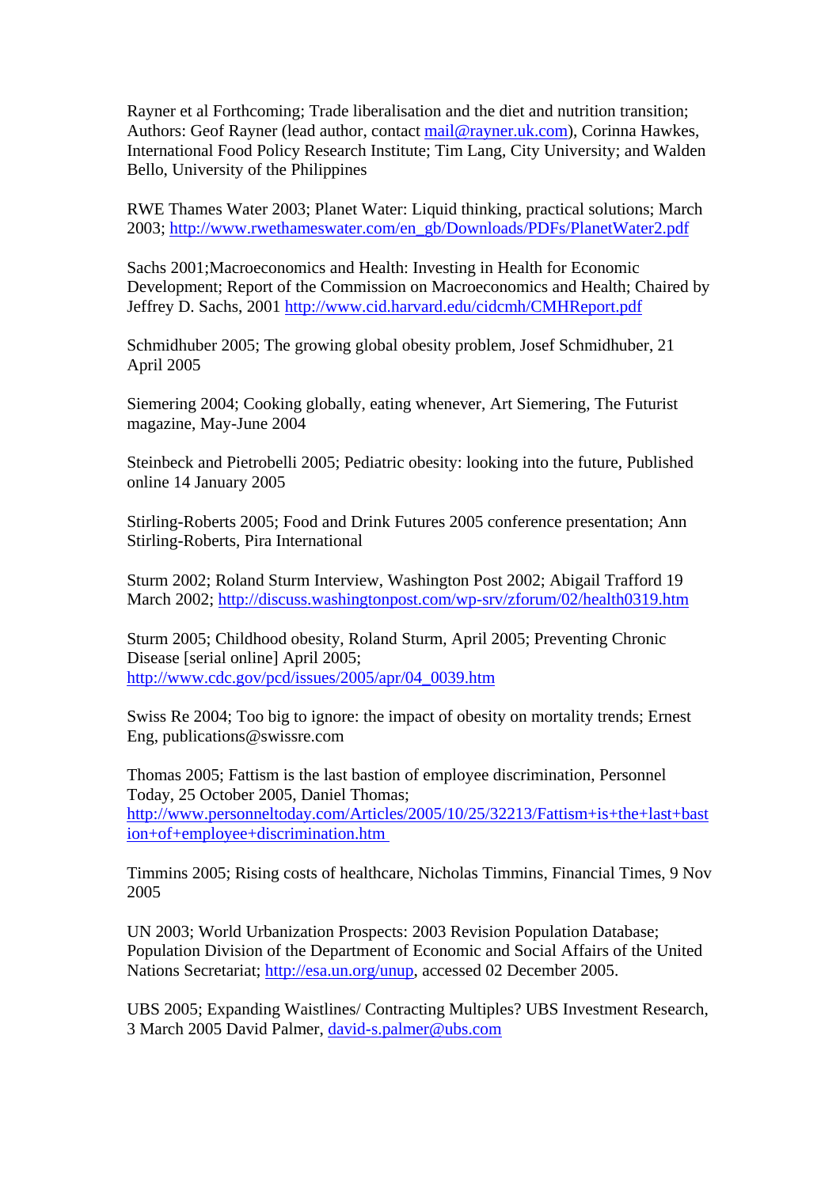Rayner et al Forthcoming; Trade liberalisation and the diet and nutrition transition; Authors: Geof Rayner (lead author, contact mail@rayner.uk.com), Corinna Hawkes, International Food Policy Research Institute; Tim Lang, City University; and Walden Bello, University of the Philippines

RWE Thames Water 2003; Planet Water: Liquid thinking, practical solutions; March 2003; http://www.rwethameswater.com/en_gb/Downloads/PDFs/PlanetWater2.pdf

Sachs 2001;Macroeconomics and Health: Investing in Health for Economic Development; Report of the Commission on Macroeconomics and Health; Chaired by Jeffrey D. Sachs, 2001 http://www.cid.harvard.edu/cidcmh/CMHReport.pdf

Schmidhuber 2005; The growing global obesity problem, Josef Schmidhuber, 21 April 2005

Siemering 2004; Cooking globally, eating whenever, Art Siemering, The Futurist magazine, May-June 2004

Steinbeck and Pietrobelli 2005; Pediatric obesity: looking into the future, Published online 14 January 2005

Stirling-Roberts 2005; Food and Drink Futures 2005 conference presentation; Ann Stirling-Roberts, Pira International

Sturm 2002; Roland Sturm Interview, Washington Post 2002; Abigail Trafford 19 March 2002; http://discuss.washingtonpost.com/wp-srv/zforum/02/health0319.htm

Sturm 2005; Childhood obesity, Roland Sturm, April 2005; Preventing Chronic Disease [serial online] April 2005; http://www.cdc.gov/pcd/issues/2005/apr/04_0039.htm

Swiss Re 2004; Too big to ignore: the impact of obesity on mortality trends; Ernest Eng, publications@swissre.com

Thomas 2005; Fattism is the last bastion of employee discrimination, Personnel Today, 25 October 2005, Daniel Thomas; http://www.personneltoday.com/Articles/2005/10/25/32213/Fattism+is+the+last+bastion+of+employee+discrimination.htm

Timmins 2005; Rising costs of healthcare, Nicholas Timmins, Financial Times, 9 Nov 2005

UN 2003; World Urbanization Prospects: 2003 Revision Population Database; Population Division of the Department of Economic and Social Affairs of the United Nations Secretariat; http://esa.un.org/unup, accessed 02 December 2005.

UBS 2005; Expanding Waistlines/ Contracting Multiples? UBS Investment Research, 3 March 2005 David Palmer, david-s.palmer@ubs.com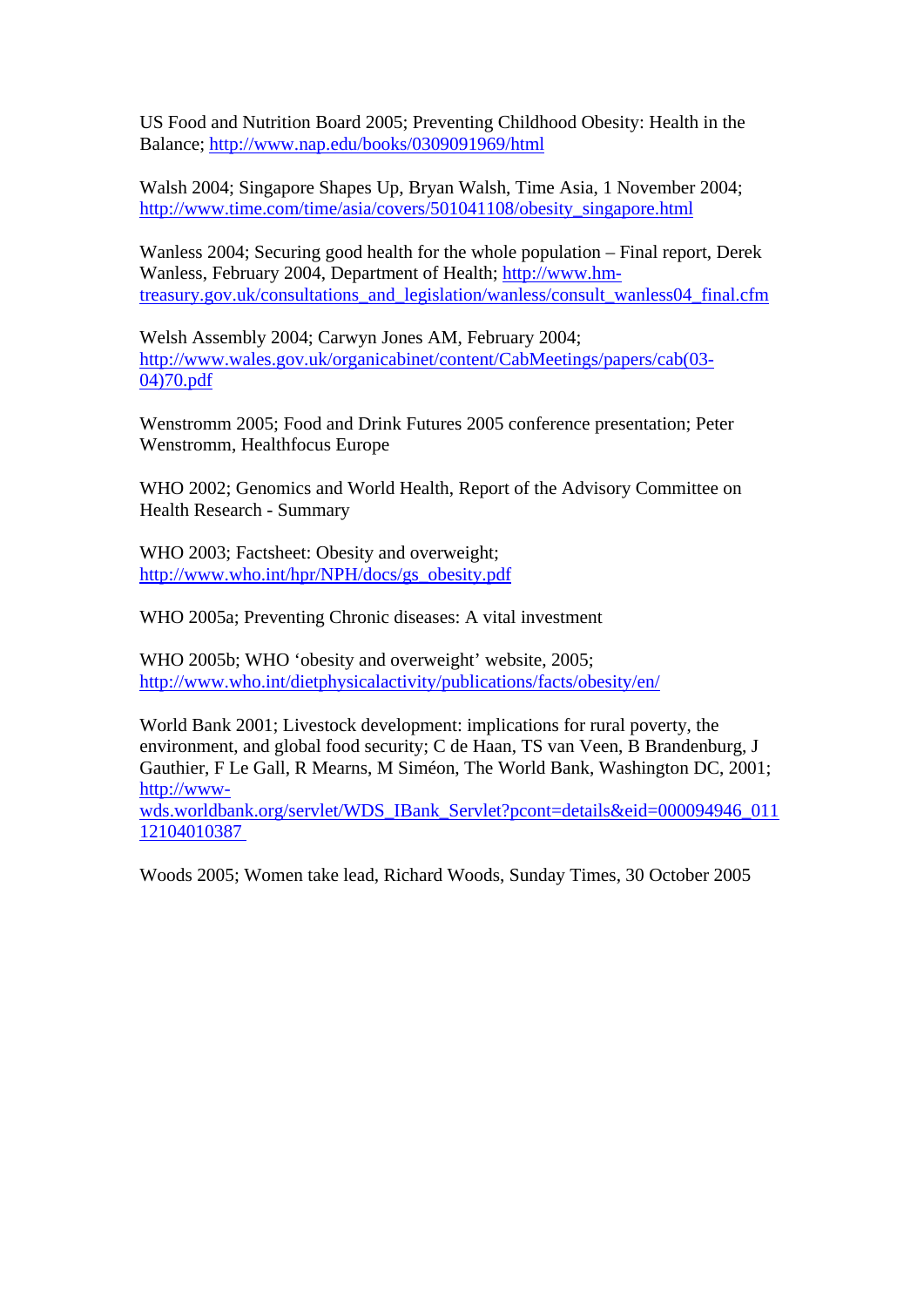US Food and Nutrition Board 2005; Preventing Childhood Obesity: Health in the Balance; http://www.nap.edu/books/0309091969/html

Walsh 2004; Singapore Shapes Up, Bryan Walsh, Time Asia, 1 November 2004; http://www.time.com/time/asia/covers/501041108/obesity_singapore.html

Wanless 2004; Securing good health for the whole population – Final report, Derek Wanless, February 2004, Department of Health; http://www.hm-treasury.gov.uk/consultations_and_legislation/wanless/consult_wanless04_final.cfm

Welsh Assembly 2004; Carwyn Jones AM, February 2004; http://www.wales.gov.uk/organicabinet/content/CabMeetings/papers/cab(03-04)70.pdf

Wenstromm 2005; Food and Drink Futures 2005 conference presentation; Peter Wenstromm, Healthfocus Europe

WHO 2002; Genomics and World Health, Report of the Advisory Committee on Health Research - Summary

WHO 2003; Factsheet: Obesity and overweight; http://www.who.int/hpr/NPH/docs/gs_obesity.pdf

WHO 2005a; Preventing Chronic diseases: A vital investment

WHO 2005b; WHO 'obesity and overweight' website, 2005; http://www.who.int/dietphysicalactivity/publications/facts/obesity/en/

World Bank 2001; Livestock development: implications for rural poverty, the environment, and global food security; C de Haan, TS van Veen, B Brandenburg, J Gauthier, F Le Gall, R Mearns, M Siméon, The World Bank, Washington DC, 2001; http://www-wds.worldbank.org/servlet/WDS_IBank_Servlet?pcont=details&eid=000094946_01112104010387

Woods 2005; Women take lead, Richard Woods, Sunday Times, 30 October 2005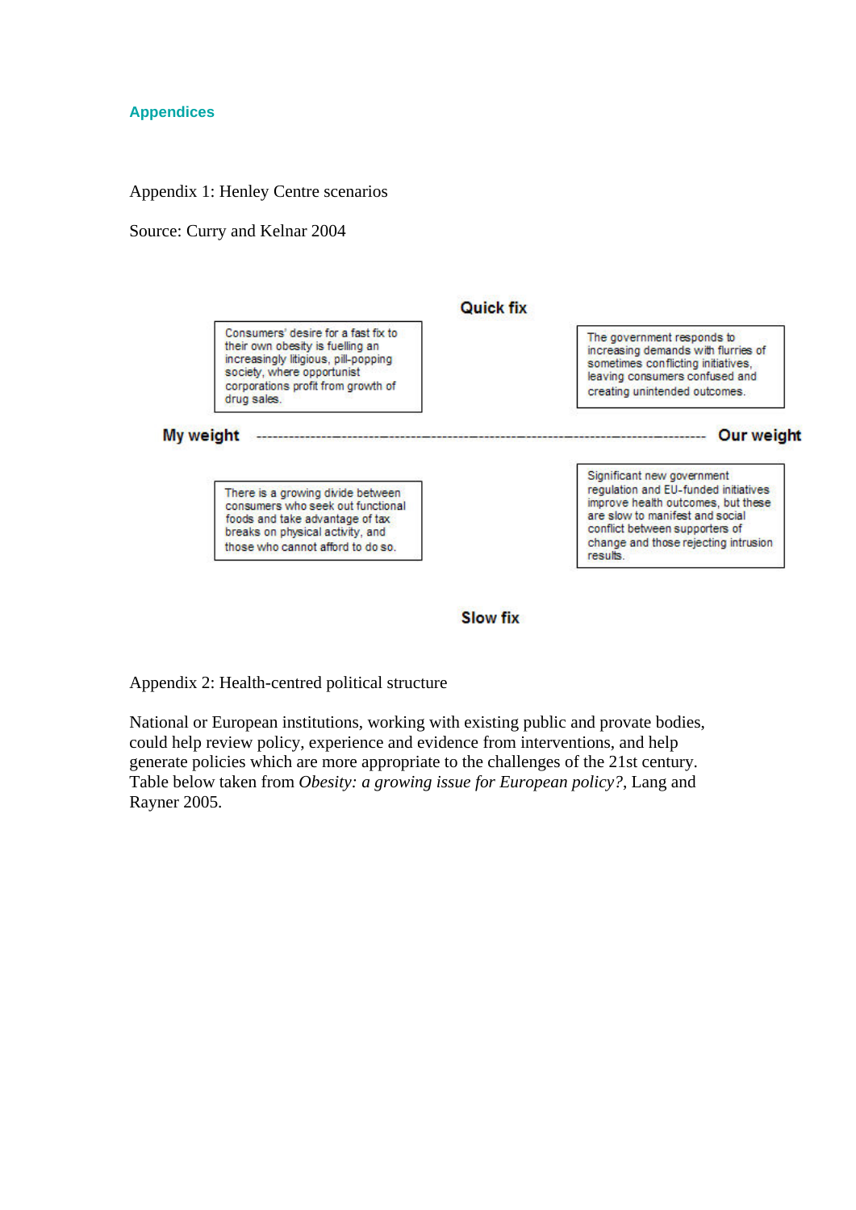## Appendices

Appendix 1: Henley Centre scenarios

Source: Curry and Kelnar 2004

**Quick fix**

| | Quick fix | |
|---|---|---|
| **My weight** | Consumers' desire for a fast fix to their own obesity is fuelling an increasingly litigious, pill-popping society, where opportunist corporations profit from growth of drug sales. | The government responds to increasing demands with flurries of sometimes conflicting initiatives, leaving consumers confused and creating unintended outcomes. | **Our weight** |
| | There is a growing divide between consumers who seek out functional foods and take advantage of tax breaks on physical activity, and those who cannot afford to do so. | Significant new government regulation and EU-funded initiatives improve health outcomes, but these are slow to manifest and social conflict between supporters of change and those rejecting intrusion results. | |

**Slow fix**

Appendix 2: Health-centred political structure

National or European institutions, working with existing public and provate bodies, could help review policy, experience and evidence from interventions, and help generate policies which are more appropriate to the challenges of the 21st century. Table below taken from *Obesity: a growing issue for European policy?*, Lang and Rayner 2005.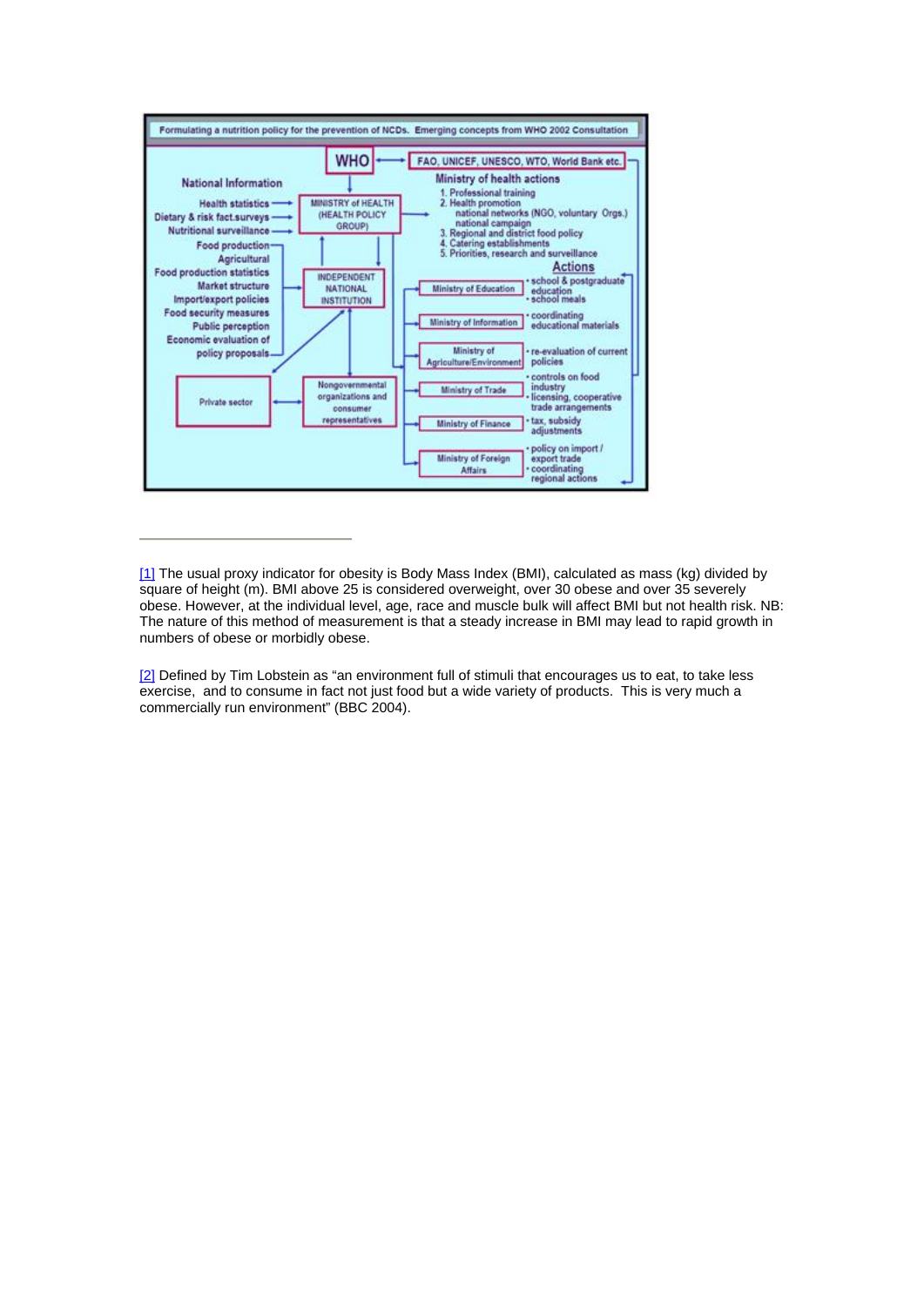Formulating a nutrition policy for the prevention of NCDs. Emerging concepts from WHO 2002 Consultation

WHO

FAO, UNICEF, UNESCO, WTO, World Bank etc.

National Information

Health statistics

Dietary & risk fact surveys

Nutritional surveillance

Food production

Agricultural

Food production statistics

Market structure

Import/export policies

Food security measures

Public perception

Economic evaluation of policy proposals

MINISTRY of HEALTH (HEALTH POLICY GROUP)

INDEPENDENT NATIONAL INSTITUTION

Private sector

Nongovernmental organizations and consumer representatives

Ministry of health actions

1. Professional training
2. Health promotion
   national networks (NGO, voluntary Orgs.)
   national campaign
3. Regional and district food policy
4. Catering establishments
5. Priorities, research and surveillance

Actions

Ministry of Education
- school & postgraduate education
- school meals

Ministry of Information
- coordinating educational materials

Ministry of Agriculture/Environment
- re-evaluation of current policies

Ministry of Trade
- controls on food industry
- licensing, cooperative trade arrangements

Ministry of Finance
- tax, subsidy adjustments

Ministry of Foreign Affairs
- policy on import / export trade
- coordinating regional actions

---

[1] The usual proxy indicator for obesity is Body Mass Index (BMI), calculated as mass (kg) divided by square of height (m). BMI above 25 is considered overweight, over 30 obese and over 35 severely obese. However, at the individual level, age, race and muscle bulk will affect BMI but not health risk. NB: The nature of this method of measurement is that a steady increase in BMI may lead to rapid growth in numbers of obese or morbidly obese.

[2] Defined by Tim Lobstein as "an environment full of stimuli that encourages us to eat, to take less exercise, and to consume in fact not just food but a wide variety of products. This is very much a commercially run environment" (BBC 2004).